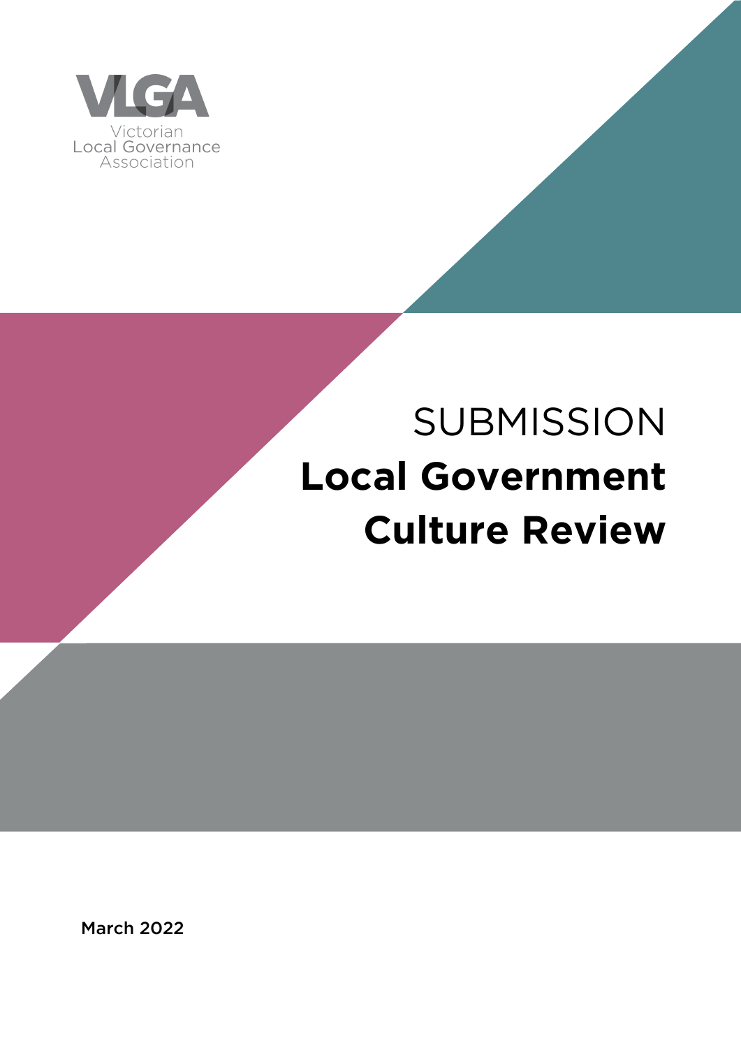VLGA

Victorian Local Governance Association

SUBMISSION

# Local Government Culture Review

March 2022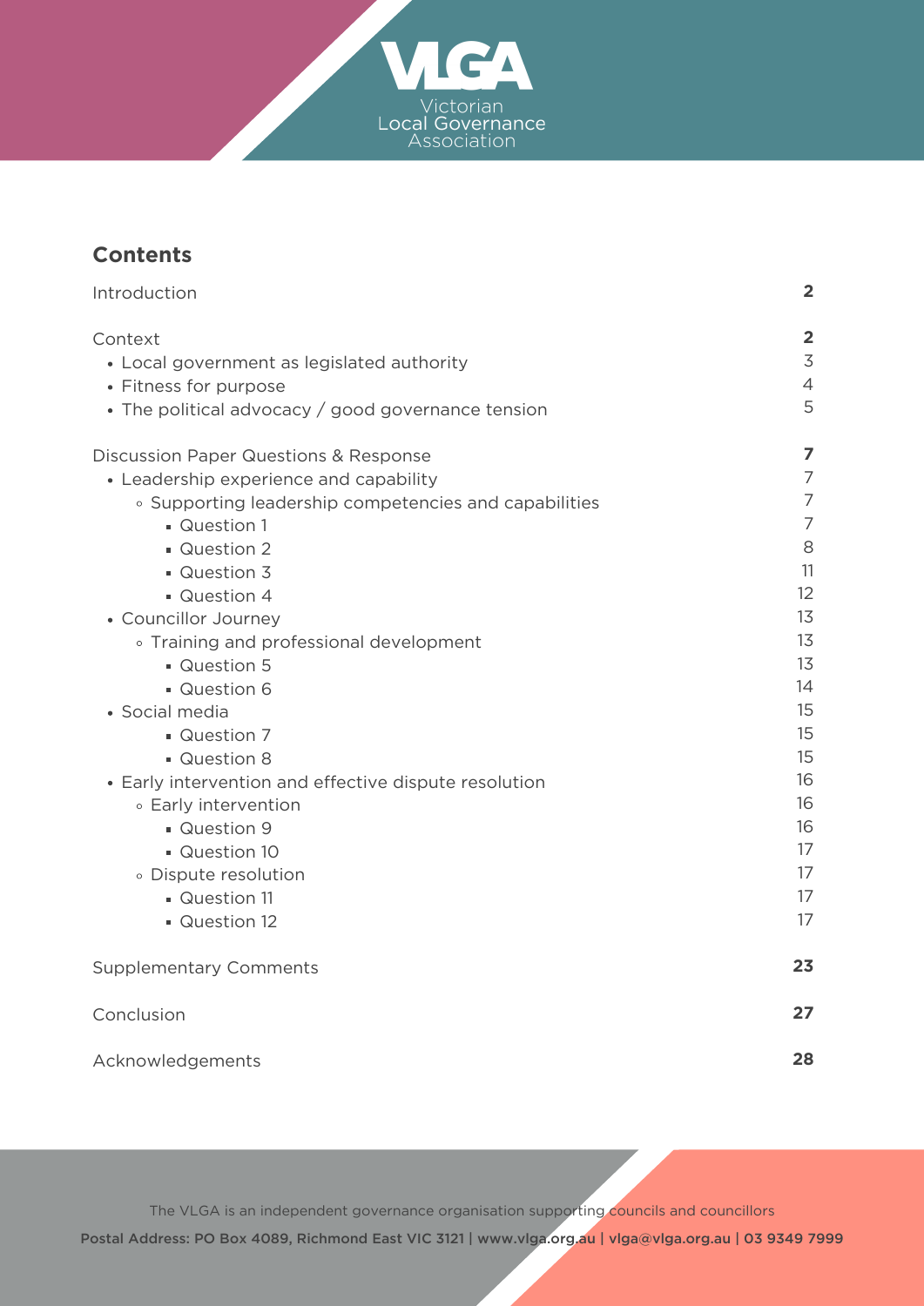## Contents

| | |
|---|---|
| Introduction | **2** |
| Context | **2** |
| • Local government as legislated authority | 3 |
| • Fitness for purpose | 4 |
| • The political advocacy / good governance tension | 5 |
| Discussion Paper Questions & Response | **7** |
| • Leadership experience and capability | 7 |
| ◦ Supporting leadership competencies and capabilities | 7 |
| ▪ Question 1 | 7 |
| ▪ Question 2 | 8 |
| ▪ Question 3 | 11 |
| ▪ Question 4 | 12 |
| • Councillor Journey | 13 |
| ◦ Training and professional development | 13 |
| ▪ Question 5 | 13 |
| ▪ Question 6 | 14 |
| • Social media | 15 |
| ▪ Question 7 | 15 |
| ▪ Question 8 | 15 |
| • Early intervention and effective dispute resolution | 16 |
| ◦ Early intervention | 16 |
| ▪ Question 9 | 16 |
| ▪ Question 10 | 17 |
| ◦ Dispute resolution | 17 |
| ▪ Question 11 | 17 |
| ▪ Question 12 | 17 |
| Supplementary Comments | **23** |
| Conclusion | **27** |
| Acknowledgements | **28** |

The VLGA is an independent governance organisation supporting councils and councillors

**Postal Address: PO Box 4089, Richmond East VIC 3121 | www.vlga.org.au | vlga@vlga.org.au | 03 9349 7999**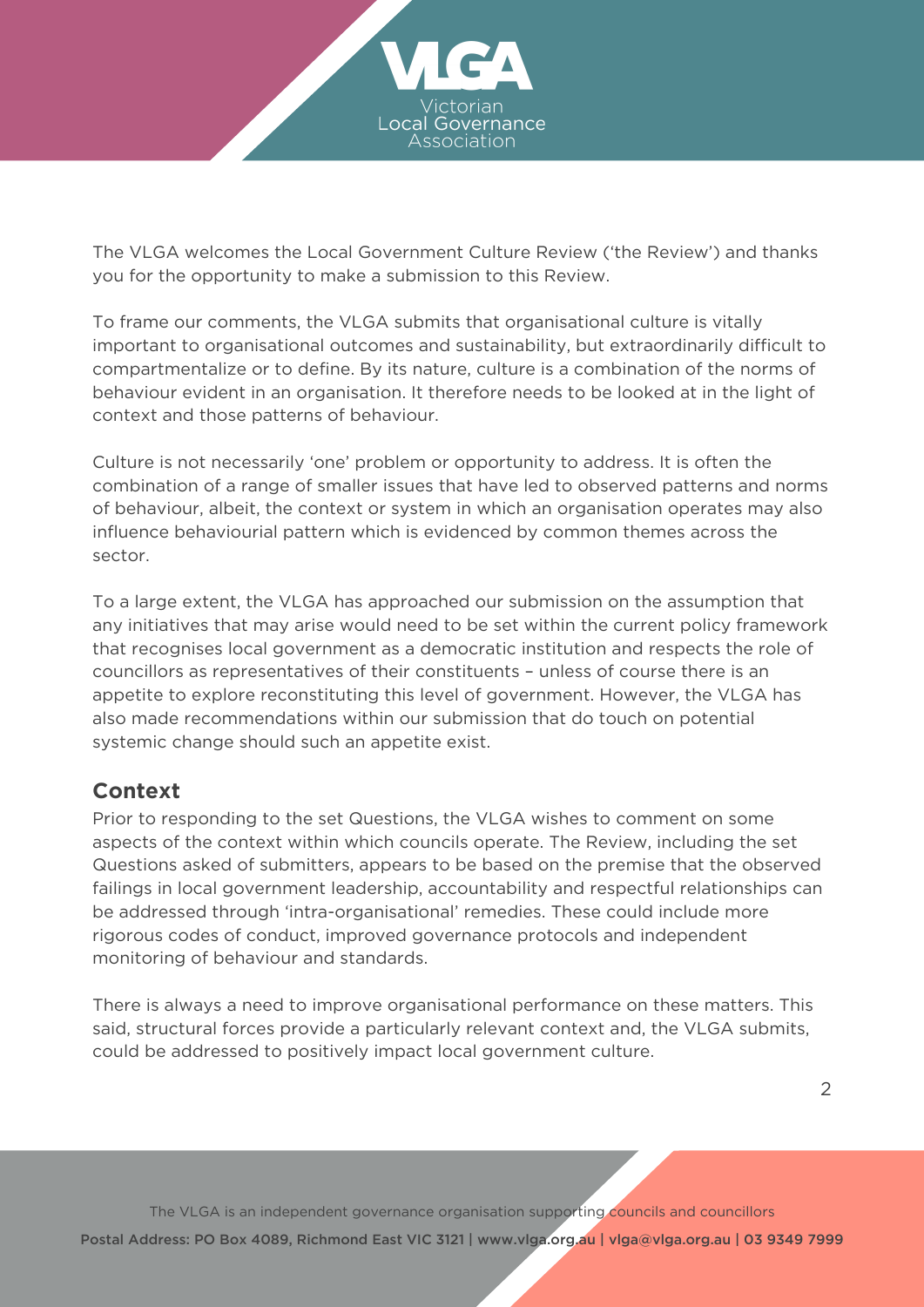The VLGA welcomes the Local Government Culture Review ('the Review') and thanks you for the opportunity to make a submission to this Review.

To frame our comments, the VLGA submits that organisational culture is vitally important to organisational outcomes and sustainability, but extraordinarily difficult to compartmentalize or to define. By its nature, culture is a combination of the norms of behaviour evident in an organisation. It therefore needs to be looked at in the light of context and those patterns of behaviour.

Culture is not necessarily 'one' problem or opportunity to address. It is often the combination of a range of smaller issues that have led to observed patterns and norms of behaviour, albeit, the context or system in which an organisation operates may also influence behaviourial pattern which is evidenced by common themes across the sector.

To a large extent, the VLGA has approached our submission on the assumption that any initiatives that may arise would need to be set within the current policy framework that recognises local government as a democratic institution and respects the role of councillors as representatives of their constituents – unless of course there is an appetite to explore reconstituting this level of government. However, the VLGA has also made recommendations within our submission that do touch on potential systemic change should such an appetite exist.

## Context

Prior to responding to the set Questions, the VLGA wishes to comment on some aspects of the context within which councils operate. The Review, including the set Questions asked of submitters, appears to be based on the premise that the observed failings in local government leadership, accountability and respectful relationships can be addressed through 'intra-organisational' remedies. These could include more rigorous codes of conduct, improved governance protocols and independent monitoring of behaviour and standards.

There is always a need to improve organisational performance on these matters. This said, structural forces provide a particularly relevant context and, the VLGA submits, could be addressed to positively impact local government culture.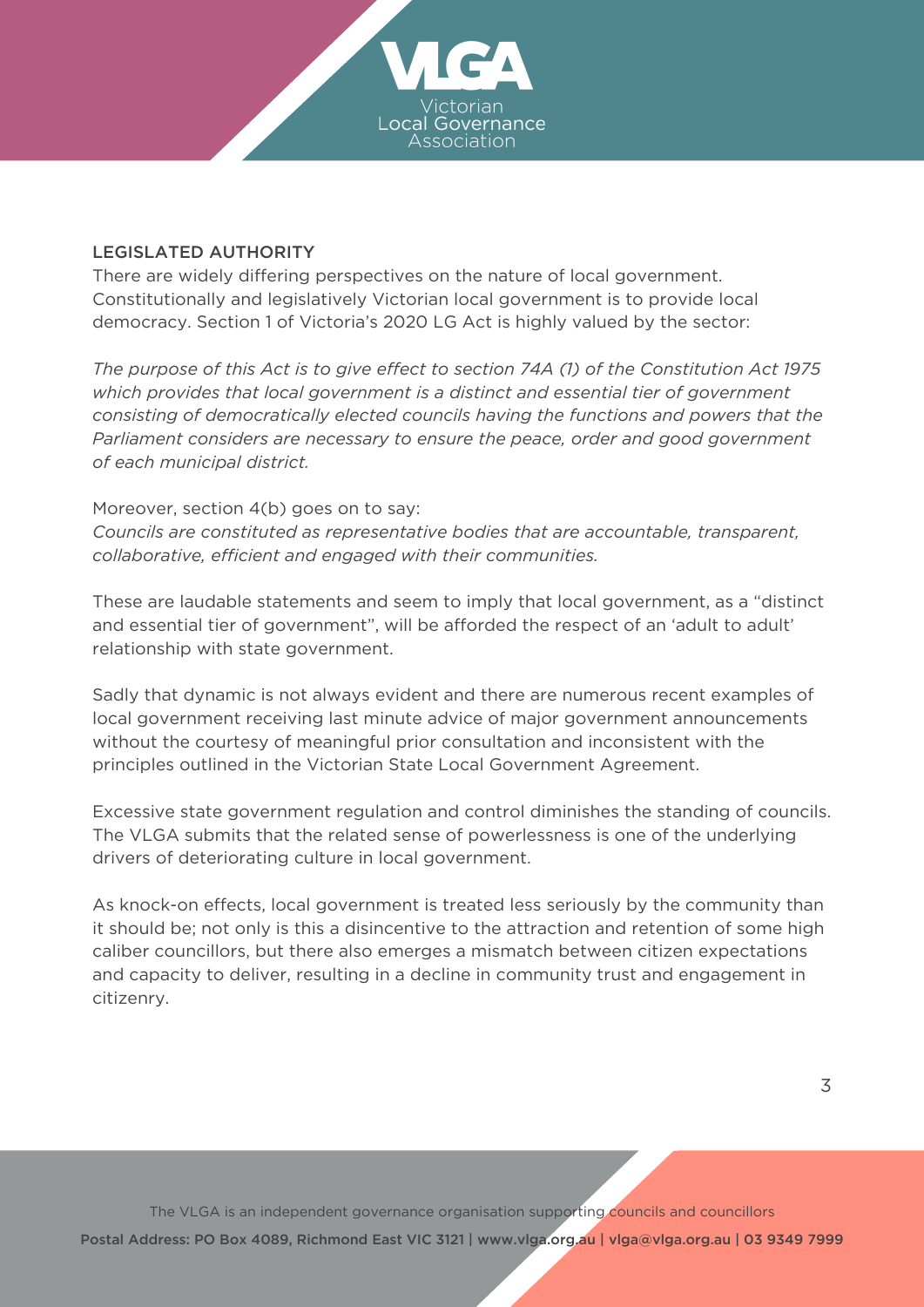## LEGISLATED AUTHORITY

There are widely differing perspectives on the nature of local government. Constitutionally and legislatively Victorian local government is to provide local democracy. Section 1 of Victoria's 2020 LG Act is highly valued by the sector:

*The purpose of this Act is to give effect to section 74A (1) of the Constitution Act 1975 which provides that local government is a distinct and essential tier of government consisting of democratically elected councils having the functions and powers that the Parliament considers are necessary to ensure the peace, order and good government of each municipal district.*

Moreover, section 4(b) goes on to say:
*Councils are constituted as representative bodies that are accountable, transparent, collaborative, efficient and engaged with their communities.*

These are laudable statements and seem to imply that local government, as a "distinct and essential tier of government", will be afforded the respect of an 'adult to adult' relationship with state government.

Sadly that dynamic is not always evident and there are numerous recent examples of local government receiving last minute advice of major government announcements without the courtesy of meaningful prior consultation and inconsistent with the principles outlined in the Victorian State Local Government Agreement.

Excessive state government regulation and control diminishes the standing of councils. The VLGA submits that the related sense of powerlessness is one of the underlying drivers of deteriorating culture in local government.

As knock-on effects, local government is treated less seriously by the community than it should be; not only is this a disincentive to the attraction and retention of some high caliber councillors, but there also emerges a mismatch between citizen expectations and capacity to deliver, resulting in a decline in community trust and engagement in citizenry.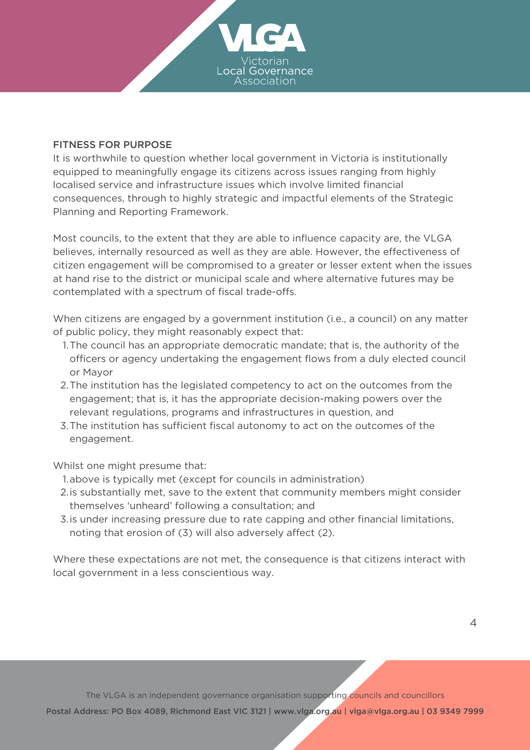## FITNESS FOR PURPOSE

It is worthwhile to question whether local government in Victoria is institutionally equipped to meaningfully engage its citizens across issues ranging from highly localised service and infrastructure issues which involve limited financial consequences, through to highly strategic and impactful elements of the Strategic Planning and Reporting Framework.

Most councils, to the extent that they are able to influence capacity are, the VLGA believes, internally resourced as well as they are able. However, the effectiveness of citizen engagement will be compromised to a greater or lesser extent when the issues at hand rise to the district or municipal scale and where alternative futures may be contemplated with a spectrum of fiscal trade-offs.

When citizens are engaged by a government institution (i.e., a council) on any matter of public policy, they might reasonably expect that:

1. The council has an appropriate democratic mandate; that is, the authority of the officers or agency undertaking the engagement flows from a duly elected council or Mayor
2. The institution has the legislated competency to act on the outcomes from the engagement; that is, it has the appropriate decision-making powers over the relevant regulations, programs and infrastructures in question, and
3. The institution has sufficient fiscal autonomy to act on the outcomes of the engagement.

Whilst one might presume that:

1. above is typically met (except for councils in administration)
2. is substantially met, save to the extent that community members might consider themselves 'unheard' following a consultation; and
3. is under increasing pressure due to rate capping and other financial limitations, noting that erosion of (3) will also adversely affect (2).

Where these expectations are not met, the consequence is that citizens interact with local government in a less conscientious way.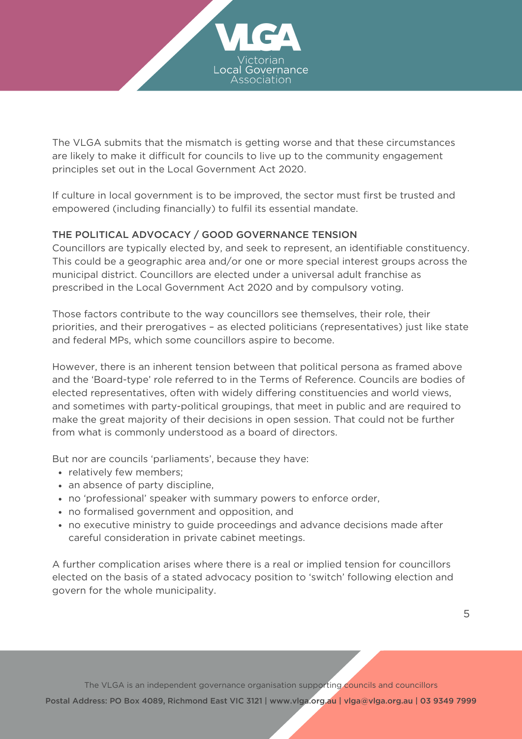The VLGA submits that the mismatch is getting worse and that these circumstances are likely to make it difficult for councils to live up to the community engagement principles set out in the Local Government Act 2020.

If culture in local government is to be improved, the sector must first be trusted and empowered (including financially) to fulfil its essential mandate.

## THE POLITICAL ADVOCACY / GOOD GOVERNANCE TENSION

Councillors are typically elected by, and seek to represent, an identifiable constituency. This could be a geographic area and/or one or more special interest groups across the municipal district. Councillors are elected under a universal adult franchise as prescribed in the Local Government Act 2020 and by compulsory voting.

Those factors contribute to the way councillors see themselves, their role, their priorities, and their prerogatives – as elected politicians (representatives) just like state and federal MPs, which some councillors aspire to become.

However, there is an inherent tension between that political persona as framed above and the 'Board-type' role referred to in the Terms of Reference. Councils are bodies of elected representatives, often with widely differing constituencies and world views, and sometimes with party-political groupings, that meet in public and are required to make the great majority of their decisions in open session. That could not be further from what is commonly understood as a board of directors.

But nor are councils 'parliaments', because they have:

- relatively few members;
- an absence of party discipline,
- no 'professional' speaker with summary powers to enforce order,
- no formalised government and opposition, and
- no executive ministry to guide proceedings and advance decisions made after careful consideration in private cabinet meetings.

A further complication arises where there is a real or implied tension for councillors elected on the basis of a stated advocacy position to 'switch' following election and govern for the whole municipality.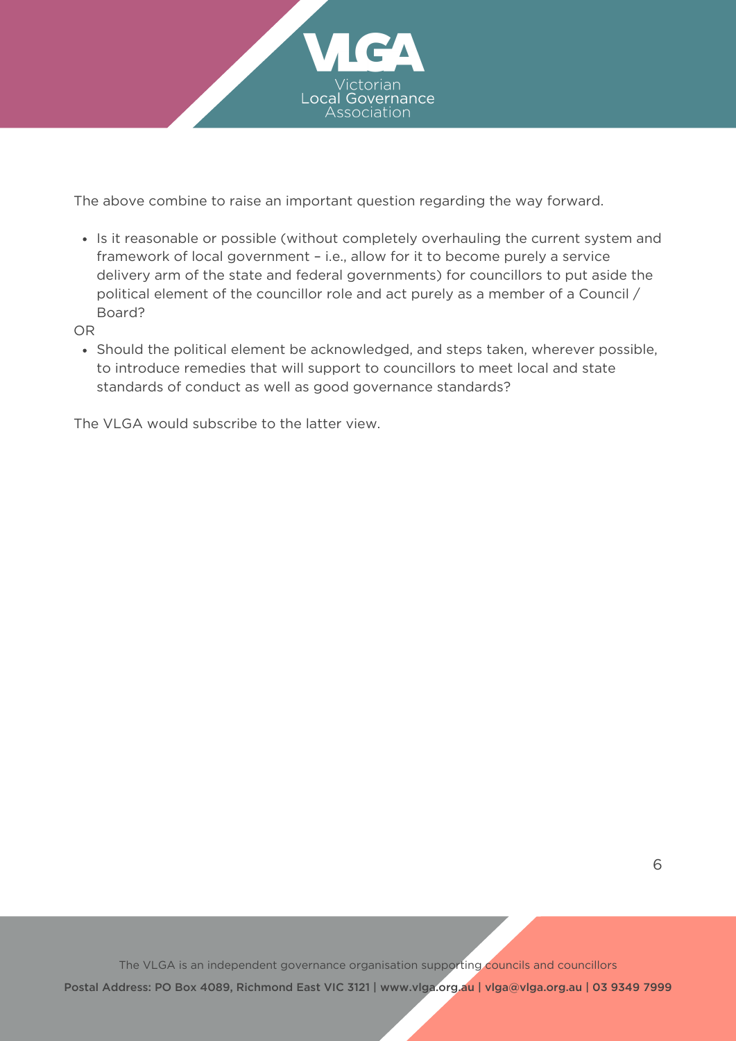The above combine to raise an important question regarding the way forward.

- Is it reasonable or possible (without completely overhauling the current system and framework of local government – i.e., allow for it to become purely a service delivery arm of the state and federal governments) for councillors to put aside the political element of the councillor role and act purely as a member of a Council / Board?

OR

- Should the political element be acknowledged, and steps taken, wherever possible, to introduce remedies that will support to councillors to meet local and state standards of conduct as well as good governance standards?

The VLGA would subscribe to the latter view.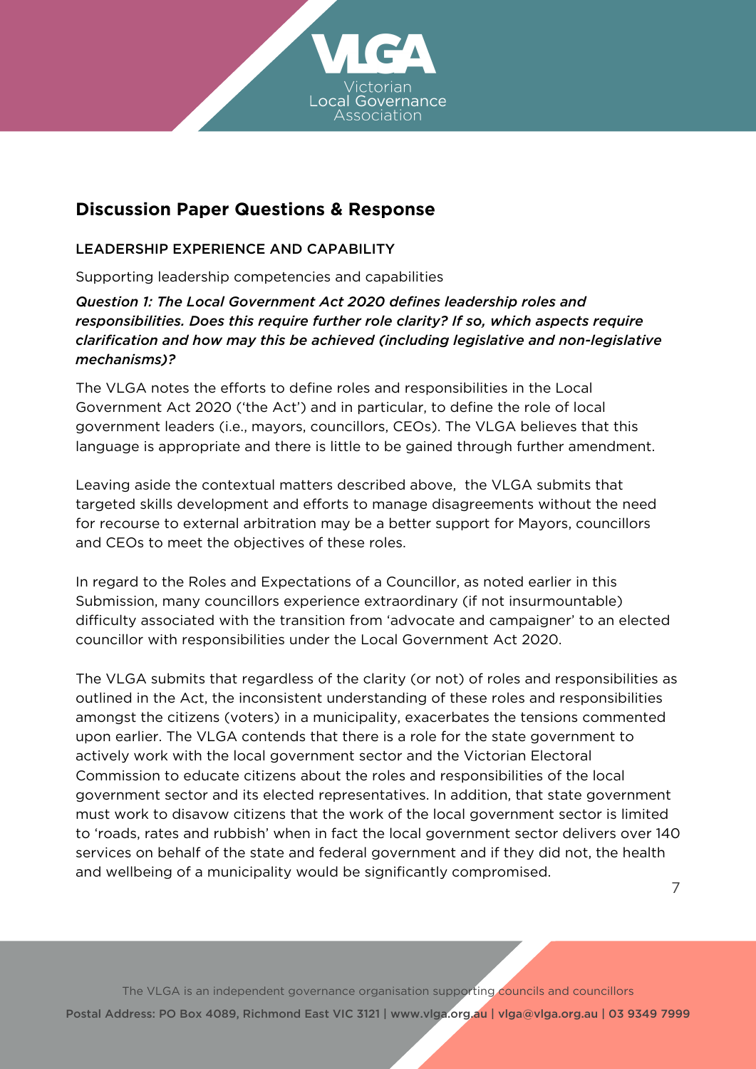## Discussion Paper Questions & Response

### LEADERSHIP EXPERIENCE AND CAPABILITY

Supporting leadership competencies and capabilities

***Question 1: The Local Government Act 2020 defines leadership roles and responsibilities. Does this require further role clarity? If so, which aspects require clarification and how may this be achieved (including legislative and non-legislative mechanisms)?***

The VLGA notes the efforts to define roles and responsibilities in the Local Government Act 2020 ('the Act') and in particular, to define the role of local government leaders (i.e., mayors, councillors, CEOs). The VLGA believes that this language is appropriate and there is little to be gained through further amendment.

Leaving aside the contextual matters described above, the VLGA submits that targeted skills development and efforts to manage disagreements without the need for recourse to external arbitration may be a better support for Mayors, councillors and CEOs to meet the objectives of these roles.

In regard to the Roles and Expectations of a Councillor, as noted earlier in this Submission, many councillors experience extraordinary (if not insurmountable) difficulty associated with the transition from 'advocate and campaigner' to an elected councillor with responsibilities under the Local Government Act 2020.

The VLGA submits that regardless of the clarity (or not) of roles and responsibilities as outlined in the Act, the inconsistent understanding of these roles and responsibilities amongst the citizens (voters) in a municipality, exacerbates the tensions commented upon earlier. The VLGA contends that there is a role for the state government to actively work with the local government sector and the Victorian Electoral Commission to educate citizens about the roles and responsibilities of the local government sector and its elected representatives. In addition, that state government must work to disavow citizens that the work of the local government sector is limited to 'roads, rates and rubbish' when in fact the local government sector delivers over 140 services on behalf of the state and federal government and if they did not, the health and wellbeing of a municipality would be significantly compromised.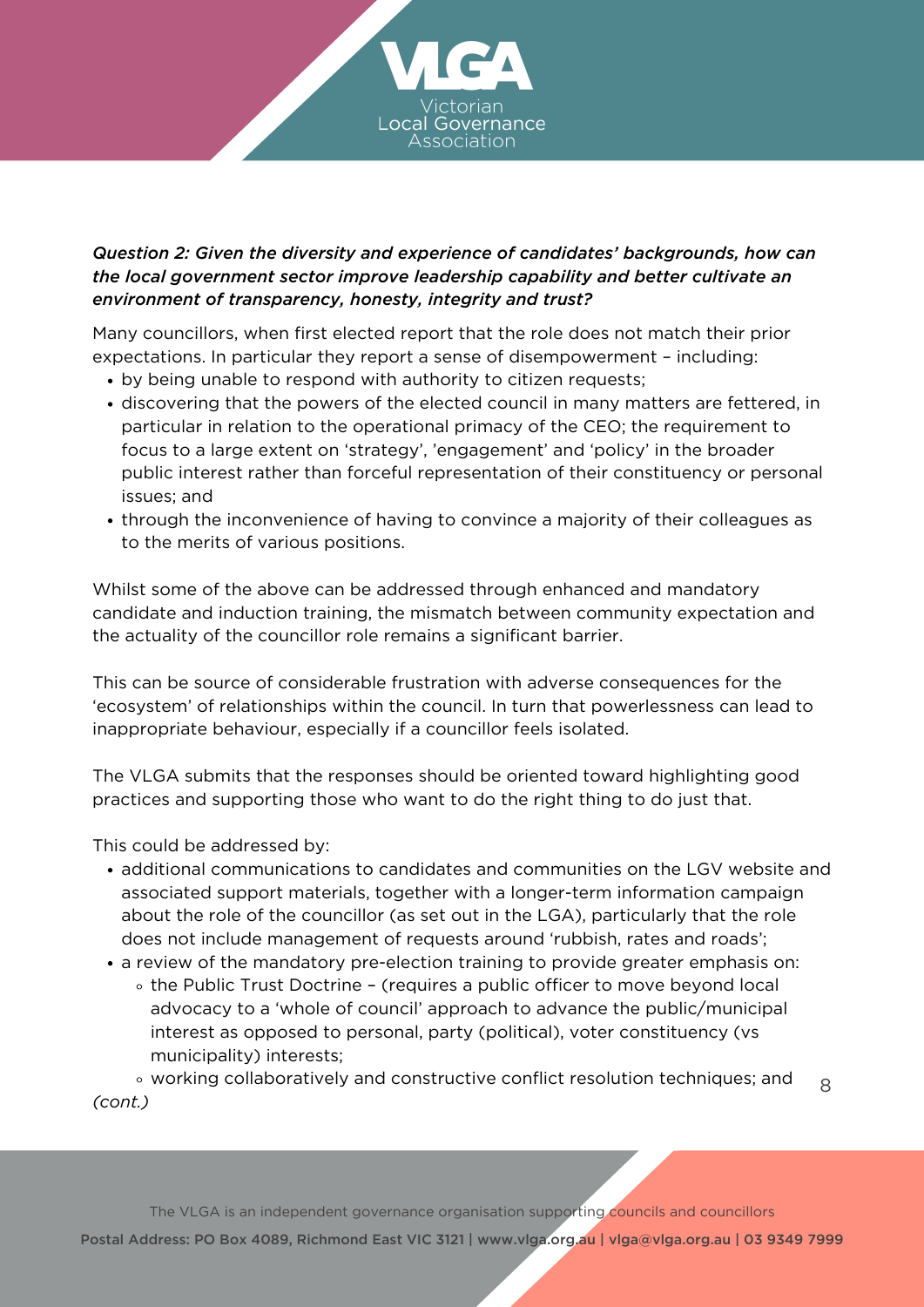*Question 2: Given the diversity and experience of candidates' backgrounds, how can the local government sector improve leadership capability and better cultivate an environment of transparency, honesty, integrity and trust?*

Many councillors, when first elected report that the role does not match their prior expectations. In particular they report a sense of disempowerment – including:

- by being unable to respond with authority to citizen requests;
- discovering that the powers of the elected council in many matters are fettered, in particular in relation to the operational primacy of the CEO; the requirement to focus to a large extent on 'strategy', 'engagement' and 'policy' in the broader public interest rather than forceful representation of their constituency or personal issues; and
- through the inconvenience of having to convince a majority of their colleagues as to the merits of various positions.

Whilst some of the above can be addressed through enhanced and mandatory candidate and induction training, the mismatch between community expectation and the actuality of the councillor role remains a significant barrier.

This can be source of considerable frustration with adverse consequences for the 'ecosystem' of relationships within the council. In turn that powerlessness can lead to inappropriate behaviour, especially if a councillor feels isolated.

The VLGA submits that the responses should be oriented toward highlighting good practices and supporting those who want to do the right thing to do just that.

This could be addressed by:

- additional communications to candidates and communities on the LGV website and associated support materials, together with a longer-term information campaign about the role of the councillor (as set out in the LGA), particularly that the role does not include management of requests around 'rubbish, rates and roads';
- a review of the mandatory pre-election training to provide greater emphasis on:
    - the Public Trust Doctrine – (requires a public officer to move beyond local advocacy to a 'whole of council' approach to advance the public/municipal interest as opposed to personal, party (political), voter constituency (vs municipality) interests;
    - working collaboratively and constructive conflict resolution techniques; and

*(cont.)*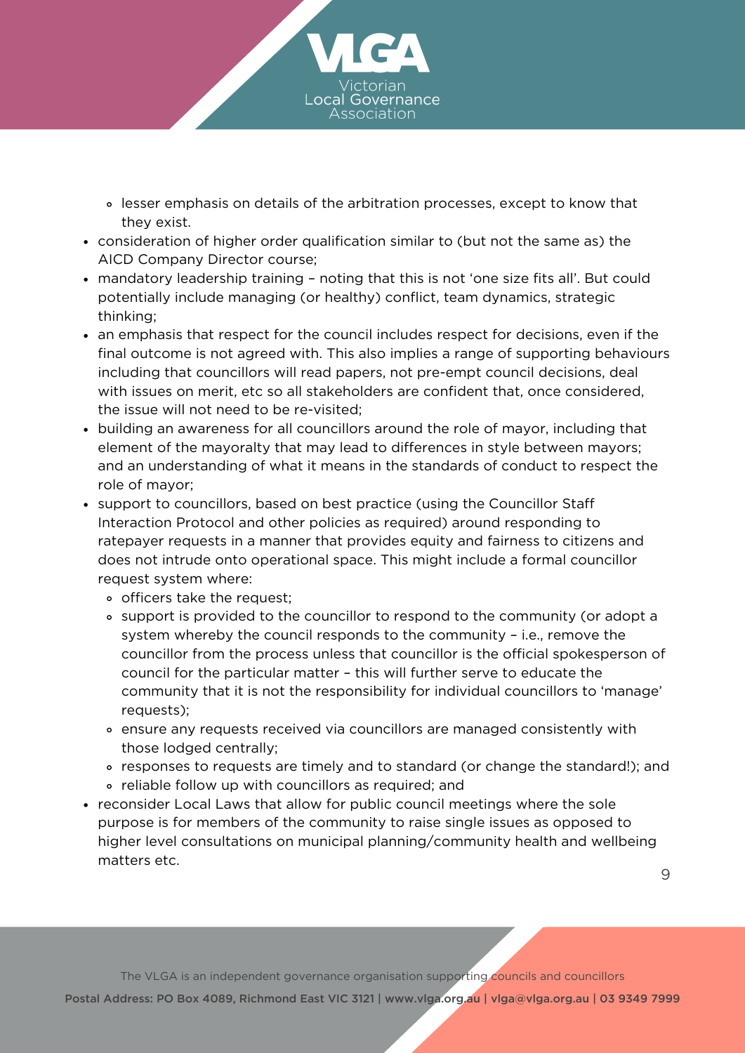- lesser emphasis on details of the arbitration processes, except to know that they exist.
- consideration of higher order qualification similar to (but not the same as) the AICD Company Director course;
- mandatory leadership training – noting that this is not 'one size fits all'. But could potentially include managing (or healthy) conflict, team dynamics, strategic thinking;
- an emphasis that respect for the council includes respect for decisions, even if the final outcome is not agreed with. This also implies a range of supporting behaviours including that councillors will read papers, not pre-empt council decisions, deal with issues on merit, etc so all stakeholders are confident that, once considered, the issue will not need to be re-visited;
- building an awareness for all councillors around the role of mayor, including that element of the mayoralty that may lead to differences in style between mayors; and an understanding of what it means in the standards of conduct to respect the role of mayor;
- support to councillors, based on best practice (using the Councillor Staff Interaction Protocol and other policies as required) around responding to ratepayer requests in a manner that provides equity and fairness to citizens and does not intrude onto operational space. This might include a formal councillor request system where:
    - officers take the request;
    - support is provided to the councillor to respond to the community (or adopt a system whereby the council responds to the community – i.e., remove the councillor from the process unless that councillor is the official spokesperson of council for the particular matter – this will further serve to educate the community that it is not the responsibility for individual councillors to 'manage' requests);
    - ensure any requests received via councillors are managed consistently with those lodged centrally;
    - responses to requests are timely and to standard (or change the standard!); and
    - reliable follow up with councillors as required; and
- reconsider Local Laws that allow for public council meetings where the sole purpose is for members of the community to raise single issues as opposed to higher level consultations on municipal planning/community health and wellbeing matters etc.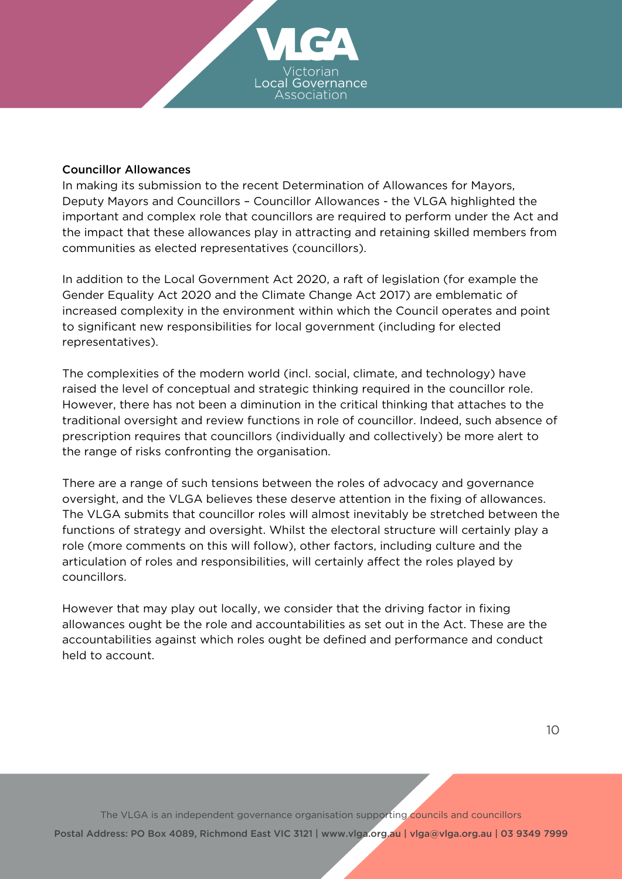### Councillor Allowances

In making its submission to the recent Determination of Allowances for Mayors, Deputy Mayors and Councillors – Councillor Allowances - the VLGA highlighted the important and complex role that councillors are required to perform under the Act and the impact that these allowances play in attracting and retaining skilled members from communities as elected representatives (councillors).

In addition to the Local Government Act 2020, a raft of legislation (for example the Gender Equality Act 2020 and the Climate Change Act 2017) are emblematic of increased complexity in the environment within which the Council operates and point to significant new responsibilities for local government (including for elected representatives).

The complexities of the modern world (incl. social, climate, and technology) have raised the level of conceptual and strategic thinking required in the councillor role. However, there has not been a diminution in the critical thinking that attaches to the traditional oversight and review functions in role of councillor. Indeed, such absence of prescription requires that councillors (individually and collectively) be more alert to the range of risks confronting the organisation.

There are a range of such tensions between the roles of advocacy and governance oversight, and the VLGA believes these deserve attention in the fixing of allowances. The VLGA submits that councillor roles will almost inevitably be stretched between the functions of strategy and oversight. Whilst the electoral structure will certainly play a role (more comments on this will follow), other factors, including culture and the articulation of roles and responsibilities, will certainly affect the roles played by councillors.

However that may play out locally, we consider that the driving factor in fixing allowances ought be the role and accountabilities as set out in the Act. These are the accountabilities against which roles ought be defined and performance and conduct held to account.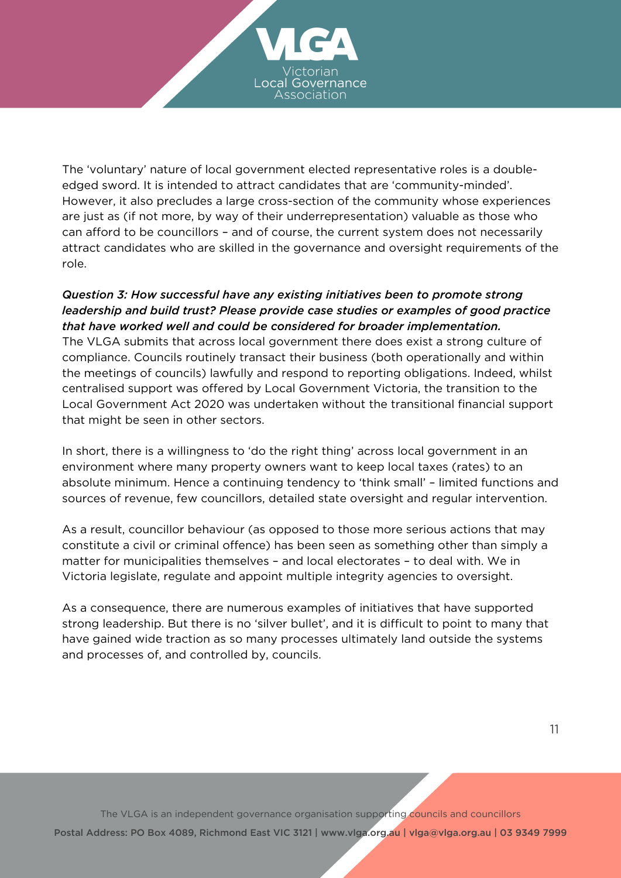The 'voluntary' nature of local government elected representative roles is a double-edged sword. It is intended to attract candidates that are 'community-minded'. However, it also precludes a large cross-section of the community whose experiences are just as (if not more, by way of their underrepresentation) valuable as those who can afford to be councillors – and of course, the current system does not necessarily attract candidates who are skilled in the governance and oversight requirements of the role.

***Question 3: How successful have any existing initiatives been to promote strong leadership and build trust? Please provide case studies or examples of good practice that have worked well and could be considered for broader implementation.***

The VLGA submits that across local government there does exist a strong culture of compliance. Councils routinely transact their business (both operationally and within the meetings of councils) lawfully and respond to reporting obligations. Indeed, whilst centralised support was offered by Local Government Victoria, the transition to the Local Government Act 2020 was undertaken without the transitional financial support that might be seen in other sectors.

In short, there is a willingness to 'do the right thing' across local government in an environment where many property owners want to keep local taxes (rates) to an absolute minimum. Hence a continuing tendency to 'think small' – limited functions and sources of revenue, few councillors, detailed state oversight and regular intervention.

As a result, councillor behaviour (as opposed to those more serious actions that may constitute a civil or criminal offence) has been seen as something other than simply a matter for municipalities themselves – and local electorates – to deal with. We in Victoria legislate, regulate and appoint multiple integrity agencies to oversight.

As a consequence, there are numerous examples of initiatives that have supported strong leadership. But there is no 'silver bullet', and it is difficult to point to many that have gained wide traction as so many processes ultimately land outside the systems and processes of, and controlled by, councils.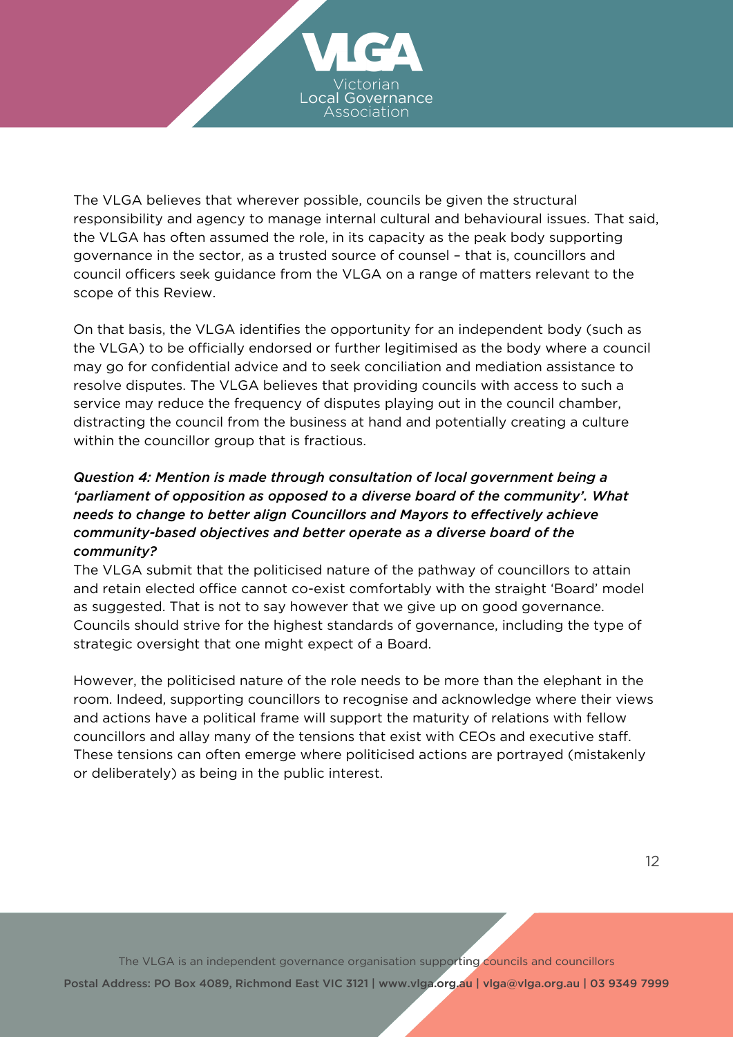The VLGA believes that wherever possible, councils be given the structural responsibility and agency to manage internal cultural and behavioural issues. That said, the VLGA has often assumed the role, in its capacity as the peak body supporting governance in the sector, as a trusted source of counsel – that is, councillors and council officers seek guidance from the VLGA on a range of matters relevant to the scope of this Review.

On that basis, the VLGA identifies the opportunity for an independent body (such as the VLGA) to be officially endorsed or further legitimised as the body where a council may go for confidential advice and to seek conciliation and mediation assistance to resolve disputes. The VLGA believes that providing councils with access to such a service may reduce the frequency of disputes playing out in the council chamber, distracting the council from the business at hand and potentially creating a culture within the councillor group that is fractious.

***Question 4: Mention is made through consultation of local government being a 'parliament of opposition as opposed to a diverse board of the community'. What needs to change to better align Councillors and Mayors to effectively achieve community-based objectives and better operate as a diverse board of the community?***

The VLGA submit that the politicised nature of the pathway of councillors to attain and retain elected office cannot co-exist comfortably with the straight 'Board' model as suggested. That is not to say however that we give up on good governance. Councils should strive for the highest standards of governance, including the type of strategic oversight that one might expect of a Board.

However, the politicised nature of the role needs to be more than the elephant in the room. Indeed, supporting councillors to recognise and acknowledge where their views and actions have a political frame will support the maturity of relations with fellow councillors and allay many of the tensions that exist with CEOs and executive staff. These tensions can often emerge where politicised actions are portrayed (mistakenly or deliberately) as being in the public interest.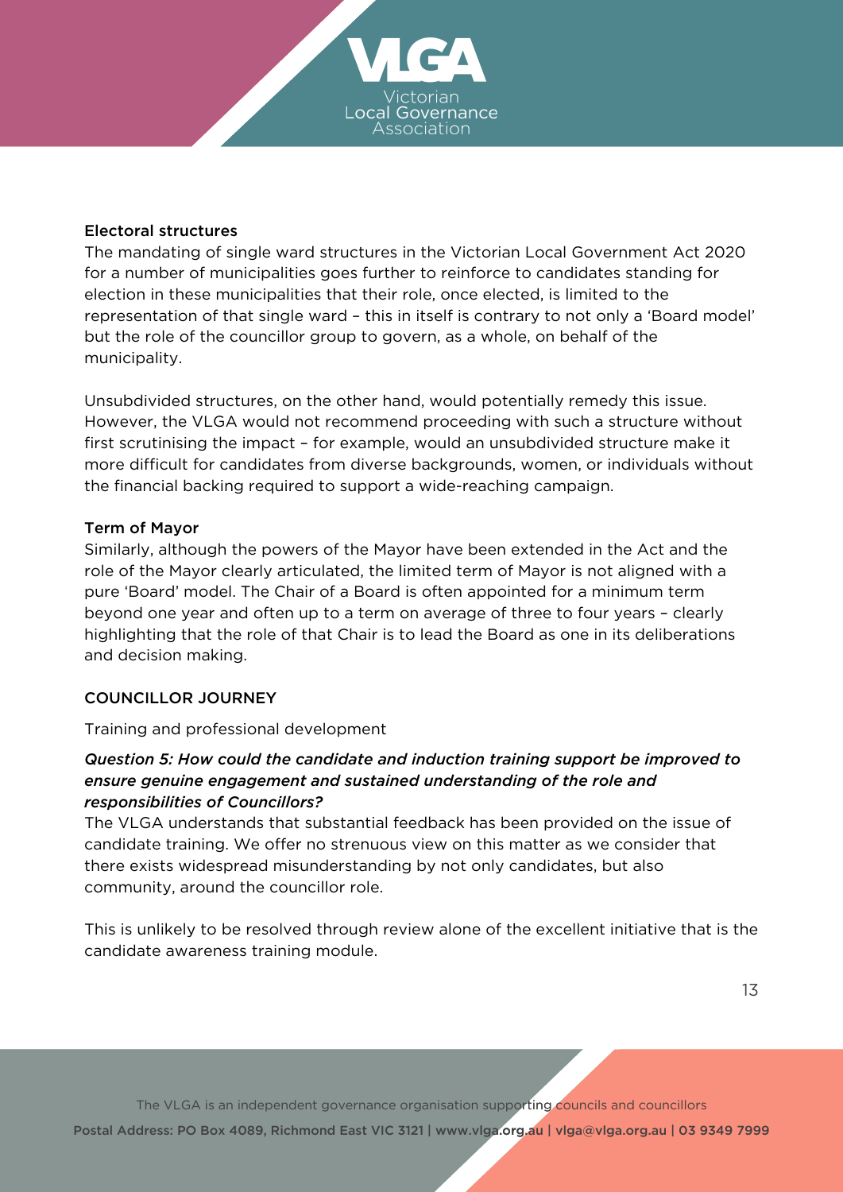### Electoral structures

The mandating of single ward structures in the Victorian Local Government Act 2020 for a number of municipalities goes further to reinforce to candidates standing for election in these municipalities that their role, once elected, is limited to the representation of that single ward – this in itself is contrary to not only a 'Board model' but the role of the councillor group to govern, as a whole, on behalf of the municipality.

Unsubdivided structures, on the other hand, would potentially remedy this issue. However, the VLGA would not recommend proceeding with such a structure without first scrutinising the impact – for example, would an unsubdivided structure make it more difficult for candidates from diverse backgrounds, women, or individuals without the financial backing required to support a wide-reaching campaign.

### Term of Mayor

Similarly, although the powers of the Mayor have been extended in the Act and the role of the Mayor clearly articulated, the limited term of Mayor is not aligned with a pure 'Board' model. The Chair of a Board is often appointed for a minimum term beyond one year and often up to a term on average of three to four years – clearly highlighting that the role of that Chair is to lead the Board as one in its deliberations and decision making.

## COUNCILLOR JOURNEY

Training and professional development

***Question 5: How could the candidate and induction training support be improved to ensure genuine engagement and sustained understanding of the role and responsibilities of Councillors?***

The VLGA understands that substantial feedback has been provided on the issue of candidate training. We offer no strenuous view on this matter as we consider that there exists widespread misunderstanding by not only candidates, but also community, around the councillor role.

This is unlikely to be resolved through review alone of the excellent initiative that is the candidate awareness training module.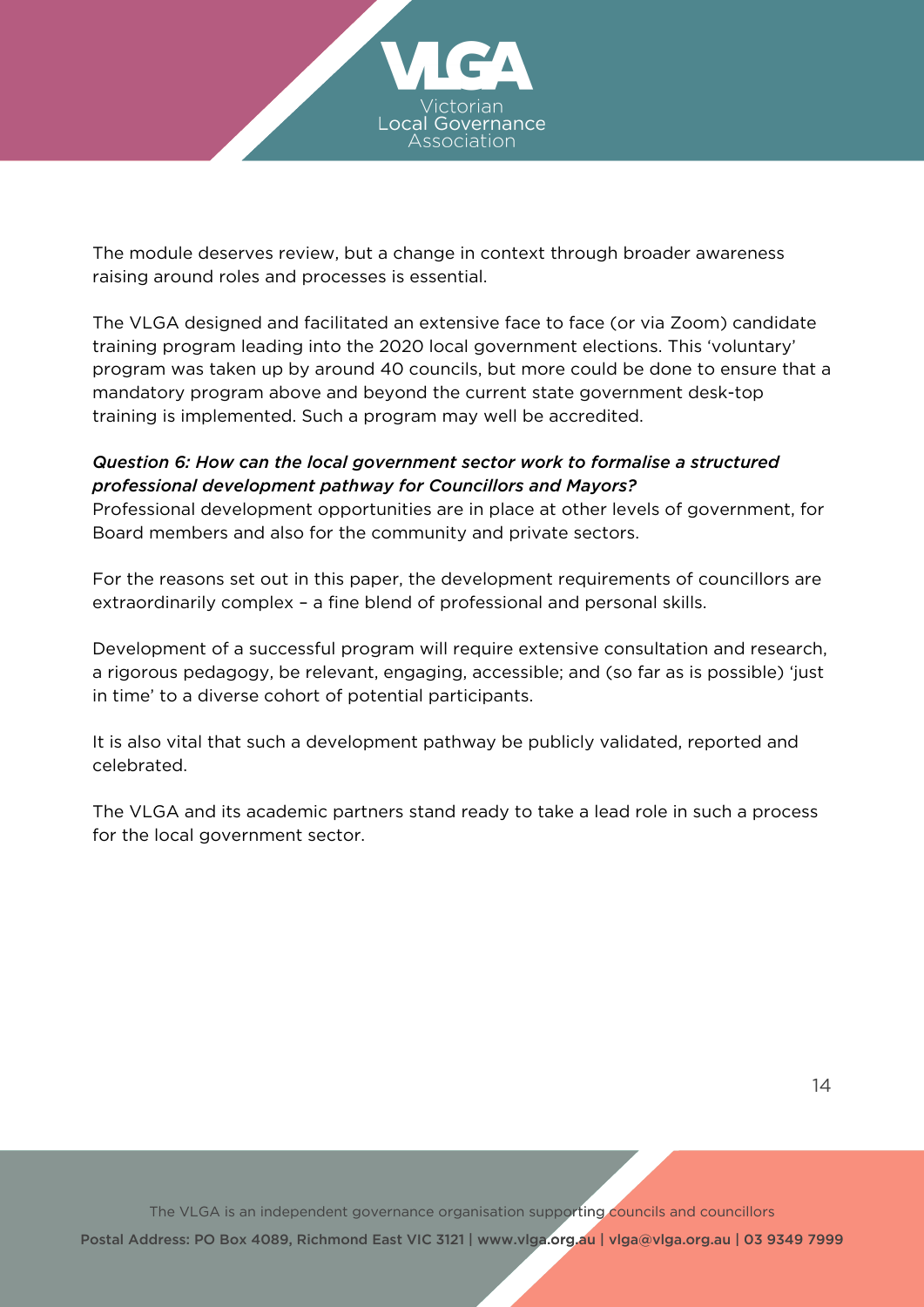The module deserves review, but a change in context through broader awareness raising around roles and processes is essential.

The VLGA designed and facilitated an extensive face to face (or via Zoom) candidate training program leading into the 2020 local government elections. This 'voluntary' program was taken up by around 40 councils, but more could be done to ensure that a mandatory program above and beyond the current state government desk-top training is implemented. Such a program may well be accredited.

***Question 6: How can the local government sector work to formalise a structured professional development pathway for Councillors and Mayors?***

Professional development opportunities are in place at other levels of government, for Board members and also for the community and private sectors.

For the reasons set out in this paper, the development requirements of councillors are extraordinarily complex – a fine blend of professional and personal skills.

Development of a successful program will require extensive consultation and research, a rigorous pedagogy, be relevant, engaging, accessible; and (so far as is possible) 'just in time' to a diverse cohort of potential participants.

It is also vital that such a development pathway be publicly validated, reported and celebrated.

The VLGA and its academic partners stand ready to take a lead role in such a process for the local government sector.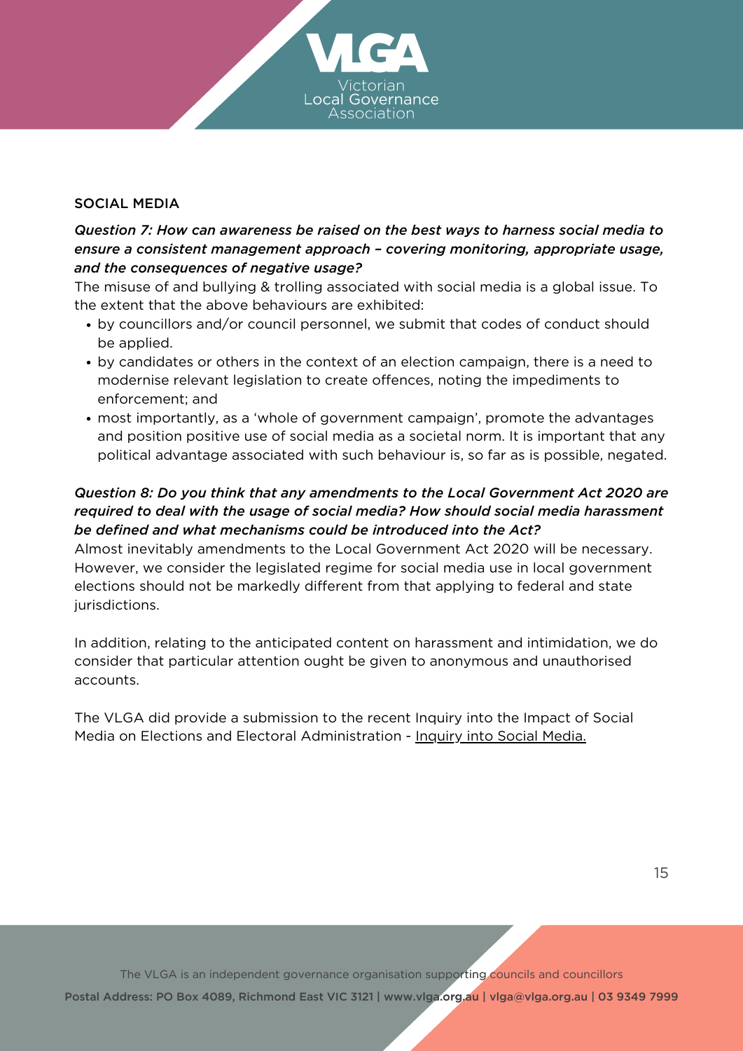## SOCIAL MEDIA

***Question 7: How can awareness be raised on the best ways to harness social media to ensure a consistent management approach – covering monitoring, appropriate usage, and the consequences of negative usage?***

The misuse of and bullying & trolling associated with social media is a global issue. To the extent that the above behaviours are exhibited:

- by councillors and/or council personnel, we submit that codes of conduct should be applied.
- by candidates or others in the context of an election campaign, there is a need to modernise relevant legislation to create offences, noting the impediments to enforcement; and
- most importantly, as a 'whole of government campaign', promote the advantages and position positive use of social media as a societal norm. It is important that any political advantage associated with such behaviour is, so far as is possible, negated.

***Question 8: Do you think that any amendments to the Local Government Act 2020 are required to deal with the usage of social media? How should social media harassment be defined and what mechanisms could be introduced into the Act?***

Almost inevitably amendments to the Local Government Act 2020 will be necessary. However, we consider the legislated regime for social media use in local government elections should not be markedly different from that applying to federal and state jurisdictions.

In addition, relating to the anticipated content on harassment and intimidation, we do consider that particular attention ought be given to anonymous and unauthorised accounts.

The VLGA did provide a submission to the recent Inquiry into the Impact of Social Media on Elections and Electoral Administration - Inquiry into Social Media.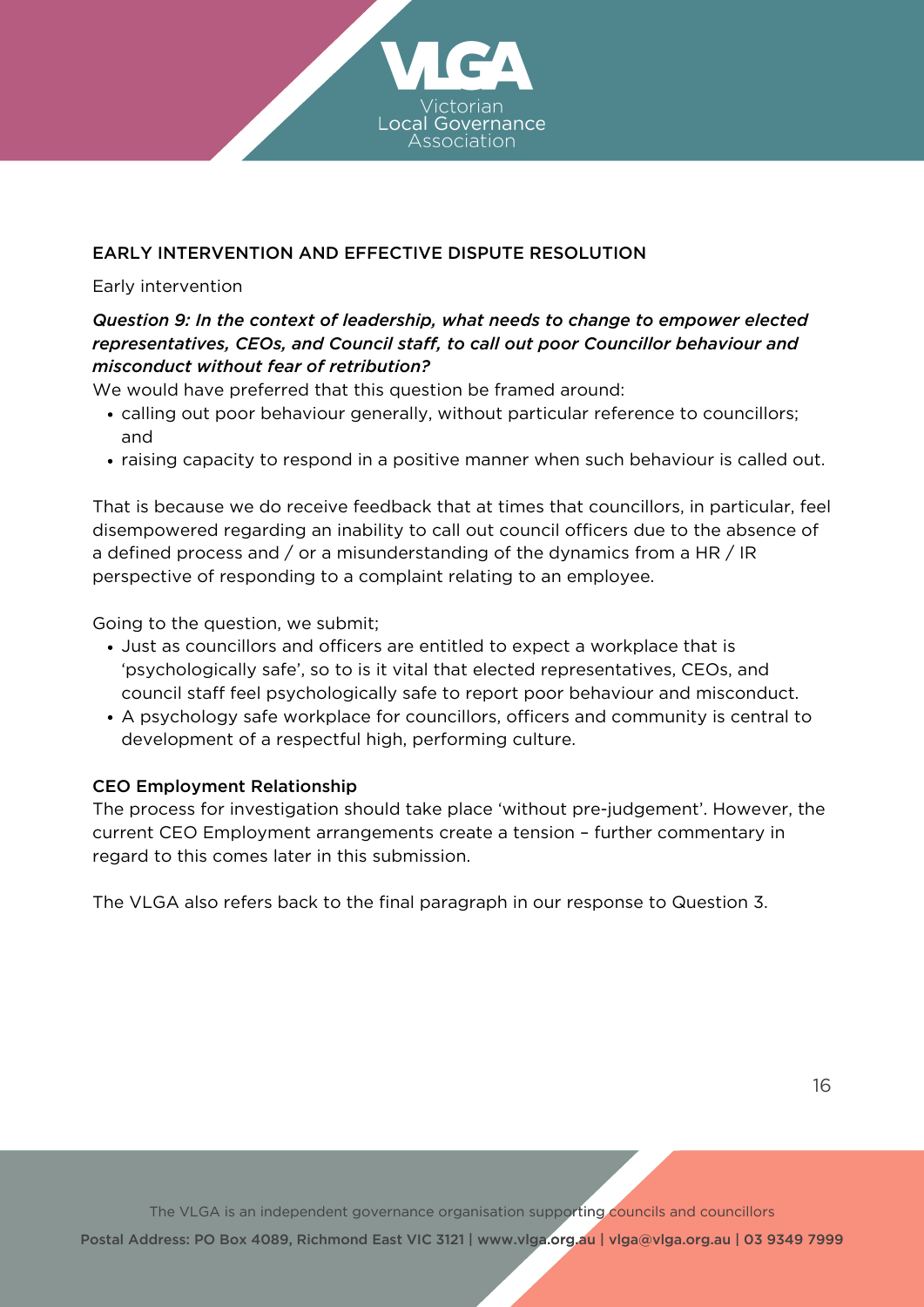## EARLY INTERVENTION AND EFFECTIVE DISPUTE RESOLUTION

Early intervention

***Question 9: In the context of leadership, what needs to change to empower elected representatives, CEOs, and Council staff, to call out poor Councillor behaviour and misconduct without fear of retribution?***

We would have preferred that this question be framed around:

- calling out poor behaviour generally, without particular reference to councillors; and
- raising capacity to respond in a positive manner when such behaviour is called out.

That is because we do receive feedback that at times that councillors, in particular, feel disempowered regarding an inability to call out council officers due to the absence of a defined process and / or a misunderstanding of the dynamics from a HR / IR perspective of responding to a complaint relating to an employee.

Going to the question, we submit;

- Just as councillors and officers are entitled to expect a workplace that is 'psychologically safe', so to is it vital that elected representatives, CEOs, and council staff feel psychologically safe to report poor behaviour and misconduct.
- A psychology safe workplace for councillors, officers and community is central to development of a respectful high, performing culture.

### CEO Employment Relationship

The process for investigation should take place 'without pre-judgement'. However, the current CEO Employment arrangements create a tension – further commentary in regard to this comes later in this submission.

The VLGA also refers back to the final paragraph in our response to Question 3.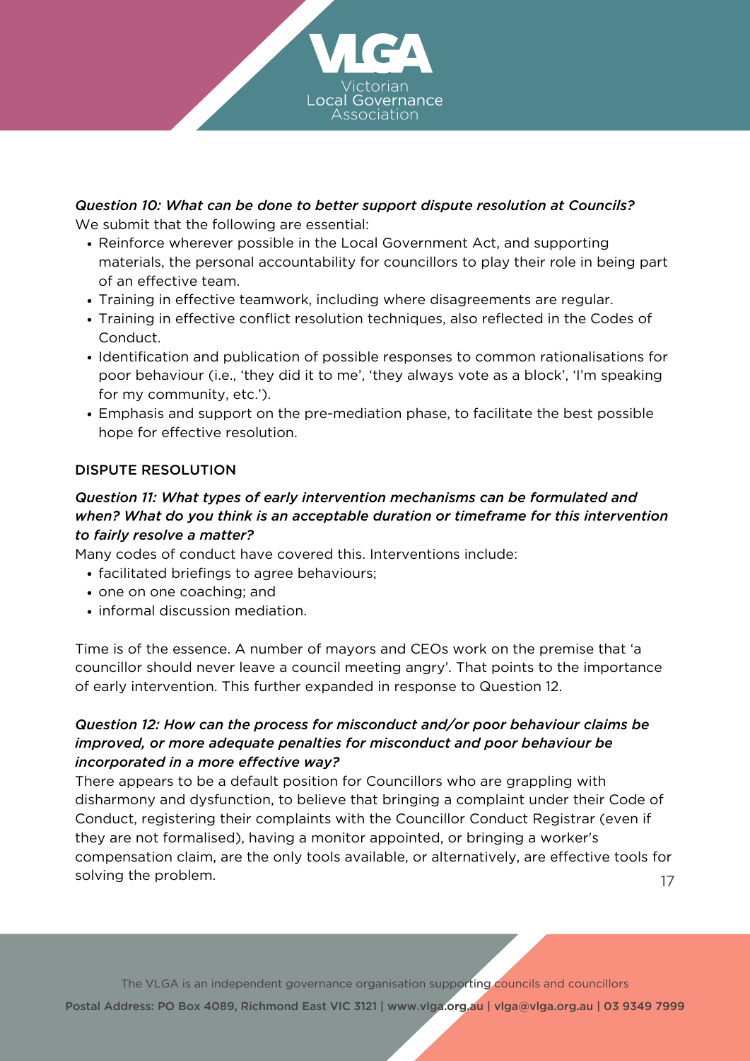*Question 10: What can be done to better support dispute resolution at Councils?*
We submit that the following are essential:

- Reinforce wherever possible in the Local Government Act, and supporting materials, the personal accountability for councillors to play their role in being part of an effective team.
- Training in effective teamwork, including where disagreements are regular.
- Training in effective conflict resolution techniques, also reflected in the Codes of Conduct.
- Identification and publication of possible responses to common rationalisations for poor behaviour (i.e., 'they did it to me', 'they always vote as a block', 'I'm speaking for my community, etc.').
- Emphasis and support on the pre-mediation phase, to facilitate the best possible hope for effective resolution.

## DISPUTE RESOLUTION

*Question 11: What types of early intervention mechanisms can be formulated and when? What do you think is an acceptable duration or timeframe for this intervention to fairly resolve a matter?*
Many codes of conduct have covered this. Interventions include:

- facilitated briefings to agree behaviours;
- one on one coaching; and
- informal discussion mediation.

Time is of the essence. A number of mayors and CEOs work on the premise that 'a councillor should never leave a council meeting angry'. That points to the importance of early intervention. This further expanded in response to Question 12.

*Question 12: How can the process for misconduct and/or poor behaviour claims be improved, or more adequate penalties for misconduct and poor behaviour be incorporated in a more effective way?*
There appears to be a default position for Councillors who are grappling with disharmony and dysfunction, to believe that bringing a complaint under their Code of Conduct, registering their complaints with the Councillor Conduct Registrar (even if they are not formalised), having a monitor appointed, or bringing a worker's compensation claim, are the only tools available, or alternatively, are effective tools for solving the problem.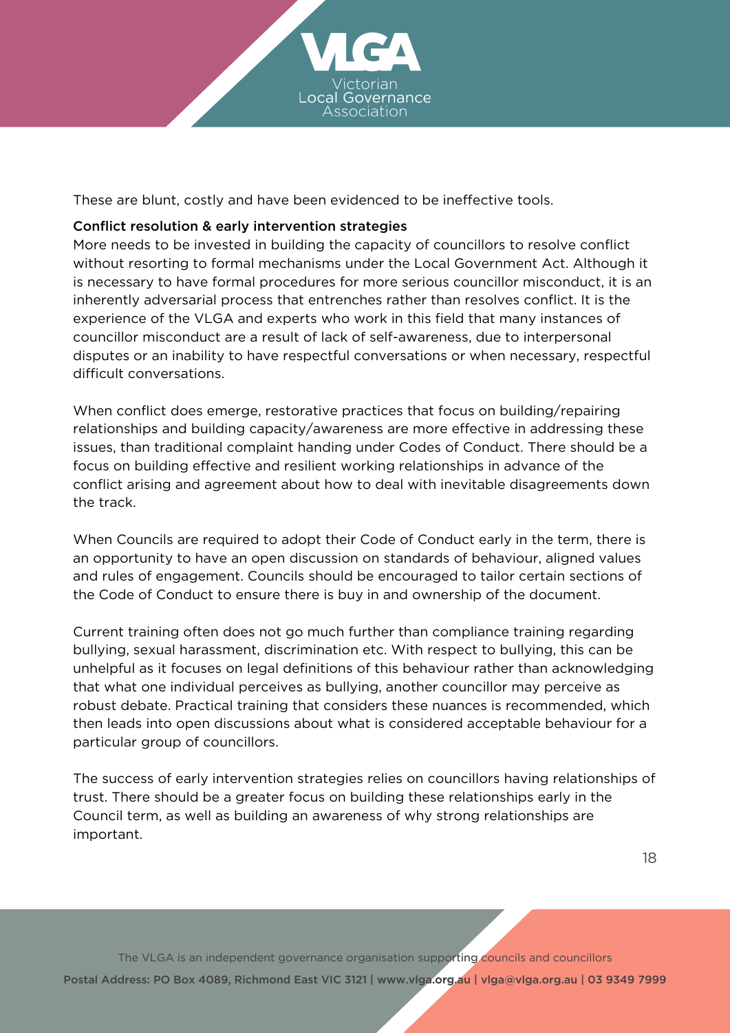These are blunt, costly and have been evidenced to be ineffective tools.

**Conflict resolution & early intervention strategies**

More needs to be invested in building the capacity of councillors to resolve conflict without resorting to formal mechanisms under the Local Government Act. Although it is necessary to have formal procedures for more serious councillor misconduct, it is an inherently adversarial process that entrenches rather than resolves conflict. It is the experience of the VLGA and experts who work in this field that many instances of councillor misconduct are a result of lack of self-awareness, due to interpersonal disputes or an inability to have respectful conversations or when necessary, respectful difficult conversations.

When conflict does emerge, restorative practices that focus on building/repairing relationships and building capacity/awareness are more effective in addressing these issues, than traditional complaint handing under Codes of Conduct. There should be a focus on building effective and resilient working relationships in advance of the conflict arising and agreement about how to deal with inevitable disagreements down the track.

When Councils are required to adopt their Code of Conduct early in the term, there is an opportunity to have an open discussion on standards of behaviour, aligned values and rules of engagement. Councils should be encouraged to tailor certain sections of the Code of Conduct to ensure there is buy in and ownership of the document.

Current training often does not go much further than compliance training regarding bullying, sexual harassment, discrimination etc. With respect to bullying, this can be unhelpful as it focuses on legal definitions of this behaviour rather than acknowledging that what one individual perceives as bullying, another councillor may perceive as robust debate. Practical training that considers these nuances is recommended, which then leads into open discussions about what is considered acceptable behaviour for a particular group of councillors.

The success of early intervention strategies relies on councillors having relationships of trust. There should be a greater focus on building these relationships early in the Council term, as well as building an awareness of why strong relationships are important.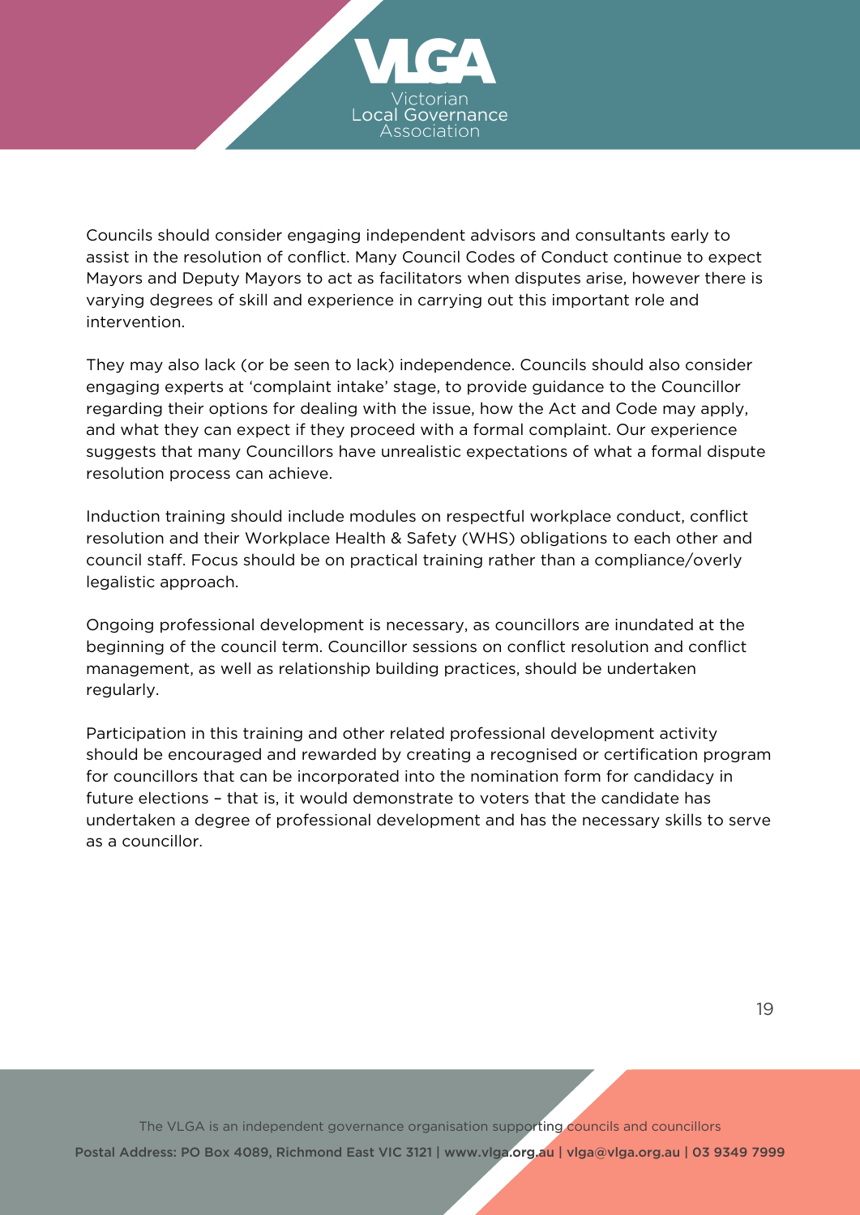Councils should consider engaging independent advisors and consultants early to assist in the resolution of conflict. Many Council Codes of Conduct continue to expect Mayors and Deputy Mayors to act as facilitators when disputes arise, however there is varying degrees of skill and experience in carrying out this important role and intervention.

They may also lack (or be seen to lack) independence. Councils should also consider engaging experts at 'complaint intake' stage, to provide guidance to the Councillor regarding their options for dealing with the issue, how the Act and Code may apply, and what they can expect if they proceed with a formal complaint. Our experience suggests that many Councillors have unrealistic expectations of what a formal dispute resolution process can achieve.

Induction training should include modules on respectful workplace conduct, conflict resolution and their Workplace Health & Safety (WHS) obligations to each other and council staff. Focus should be on practical training rather than a compliance/overly legalistic approach.

Ongoing professional development is necessary, as councillors are inundated at the beginning of the council term. Councillor sessions on conflict resolution and conflict management, as well as relationship building practices, should be undertaken regularly.

Participation in this training and other related professional development activity should be encouraged and rewarded by creating a recognised or certification program for councillors that can be incorporated into the nomination form for candidacy in future elections – that is, it would demonstrate to voters that the candidate has undertaken a degree of professional development and has the necessary skills to serve as a councillor.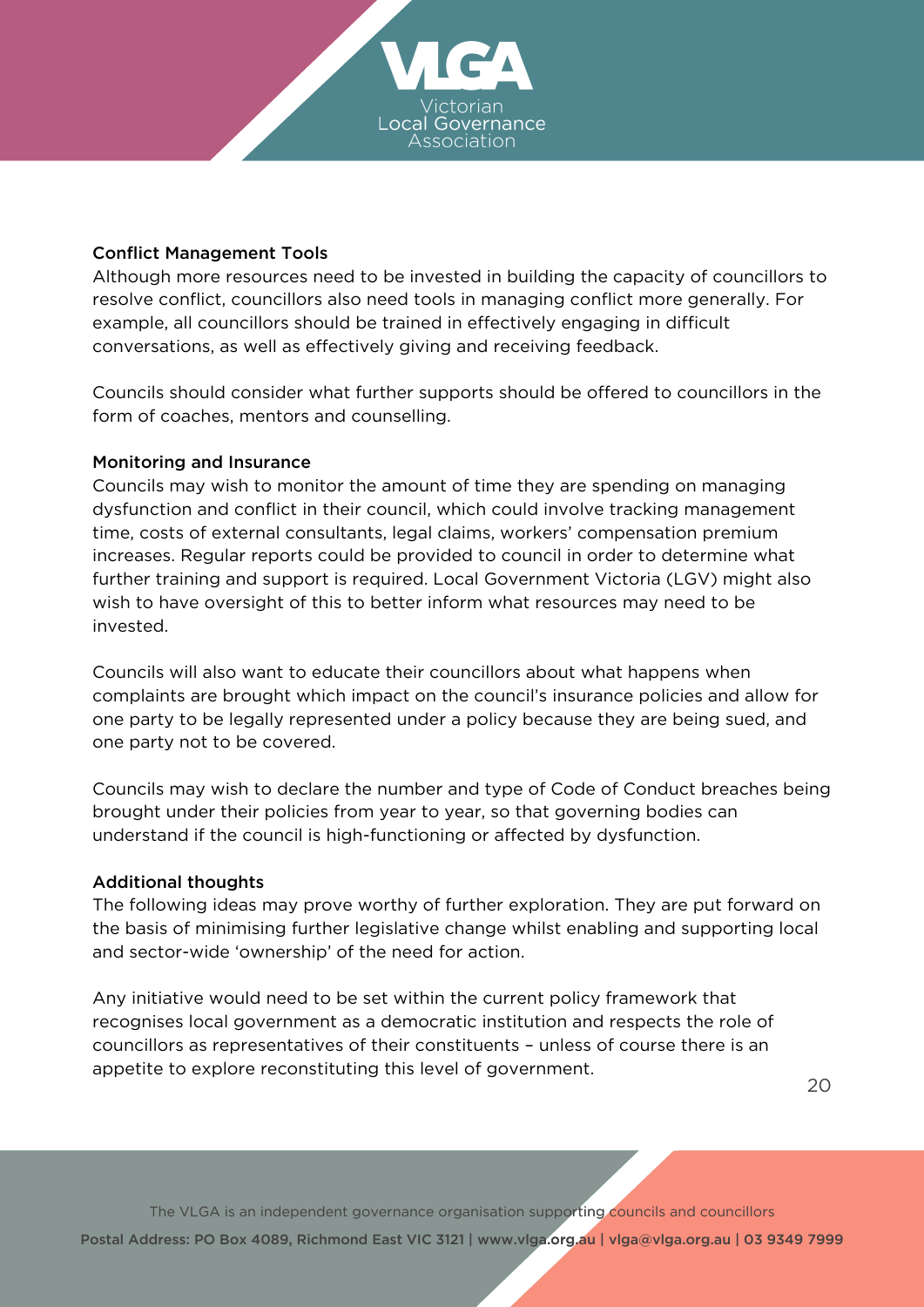### Conflict Management Tools

Although more resources need to be invested in building the capacity of councillors to resolve conflict, councillors also need tools in managing conflict more generally. For example, all councillors should be trained in effectively engaging in difficult conversations, as well as effectively giving and receiving feedback.

Councils should consider what further supports should be offered to councillors in the form of coaches, mentors and counselling.

### Monitoring and Insurance

Councils may wish to monitor the amount of time they are spending on managing dysfunction and conflict in their council, which could involve tracking management time, costs of external consultants, legal claims, workers' compensation premium increases. Regular reports could be provided to council in order to determine what further training and support is required. Local Government Victoria (LGV) might also wish to have oversight of this to better inform what resources may need to be invested.

Councils will also want to educate their councillors about what happens when complaints are brought which impact on the council's insurance policies and allow for one party to be legally represented under a policy because they are being sued, and one party not to be covered.

Councils may wish to declare the number and type of Code of Conduct breaches being brought under their policies from year to year, so that governing bodies can understand if the council is high-functioning or affected by dysfunction.

### Additional thoughts

The following ideas may prove worthy of further exploration. They are put forward on the basis of minimising further legislative change whilst enabling and supporting local and sector-wide 'ownership' of the need for action.

Any initiative would need to be set within the current policy framework that recognises local government as a democratic institution and respects the role of councillors as representatives of their constituents – unless of course there is an appetite to explore reconstituting this level of government.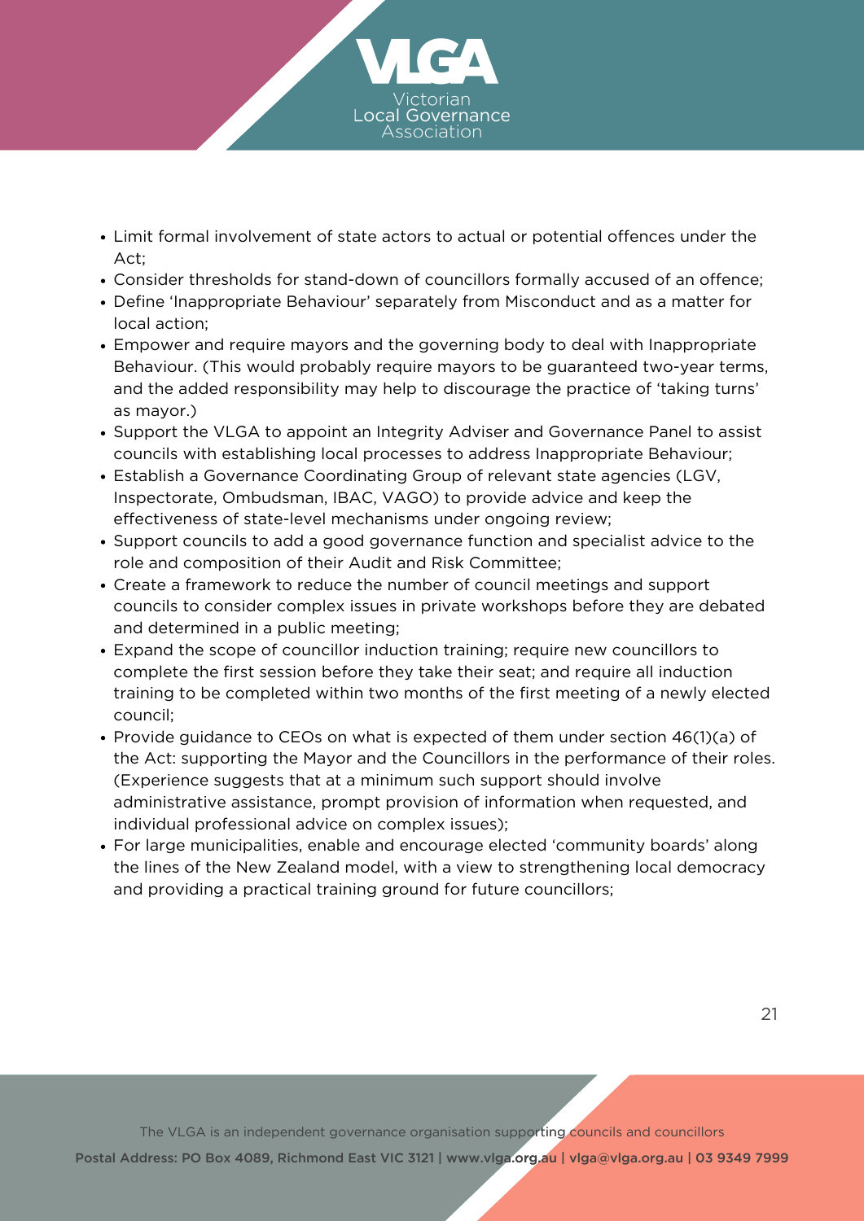- Limit formal involvement of state actors to actual or potential offences under the Act;
- Consider thresholds for stand-down of councillors formally accused of an offence;
- Define 'Inappropriate Behaviour' separately from Misconduct and as a matter for local action;
- Empower and require mayors and the governing body to deal with Inappropriate Behaviour. (This would probably require mayors to be guaranteed two-year terms, and the added responsibility may help to discourage the practice of 'taking turns' as mayor.)
- Support the VLGA to appoint an Integrity Adviser and Governance Panel to assist councils with establishing local processes to address Inappropriate Behaviour;
- Establish a Governance Coordinating Group of relevant state agencies (LGV, Inspectorate, Ombudsman, IBAC, VAGO) to provide advice and keep the effectiveness of state-level mechanisms under ongoing review;
- Support councils to add a good governance function and specialist advice to the role and composition of their Audit and Risk Committee;
- Create a framework to reduce the number of council meetings and support councils to consider complex issues in private workshops before they are debated and determined in a public meeting;
- Expand the scope of councillor induction training; require new councillors to complete the first session before they take their seat; and require all induction training to be completed within two months of the first meeting of a newly elected council;
- Provide guidance to CEOs on what is expected of them under section 46(1)(a) of the Act: supporting the Mayor and the Councillors in the performance of their roles. (Experience suggests that at a minimum such support should involve administrative assistance, prompt provision of information when requested, and individual professional advice on complex issues);
- For large municipalities, enable and encourage elected 'community boards' along the lines of the New Zealand model, with a view to strengthening local democracy and providing a practical training ground for future councillors;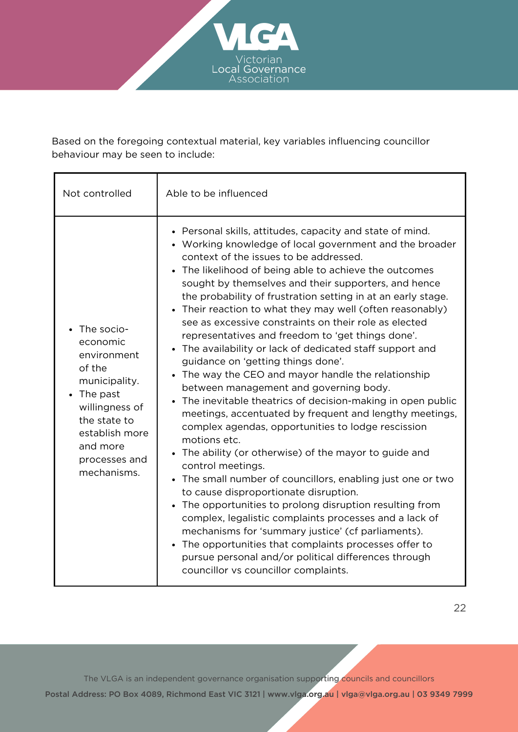Based on the foregoing contextual material, key variables influencing councillor behaviour may be seen to include:

| Not controlled | Able to be influenced |
| --- | --- |
| • The socio-economic environment of the municipality.<br>• The past willingness of the state to establish more and more processes and mechanisms. | • Personal skills, attitudes, capacity and state of mind.<br>• Working knowledge of local government and the broader context of the issues to be addressed.<br>• The likelihood of being able to achieve the outcomes sought by themselves and their supporters, and hence the probability of frustration setting in at an early stage.<br>• Their reaction to what they may well (often reasonably) see as excessive constraints on their role as elected representatives and freedom to 'get things done'.<br>• The availability or lack of dedicated staff support and guidance on 'getting things done'.<br>• The way the CEO and mayor handle the relationship between management and governing body.<br>• The inevitable theatrics of decision-making in open public meetings, accentuated by frequent and lengthy meetings, complex agendas, opportunities to lodge rescission motions etc.<br>• The ability (or otherwise) of the mayor to guide and control meetings.<br>• The small number of councillors, enabling just one or two to cause disproportionate disruption.<br>• The opportunities to prolong disruption resulting from complex, legalistic complaints processes and a lack of mechanisms for 'summary justice' (cf parliaments).<br>• The opportunities that complaints processes offer to pursue personal and/or political differences through councillor vs councillor complaints. |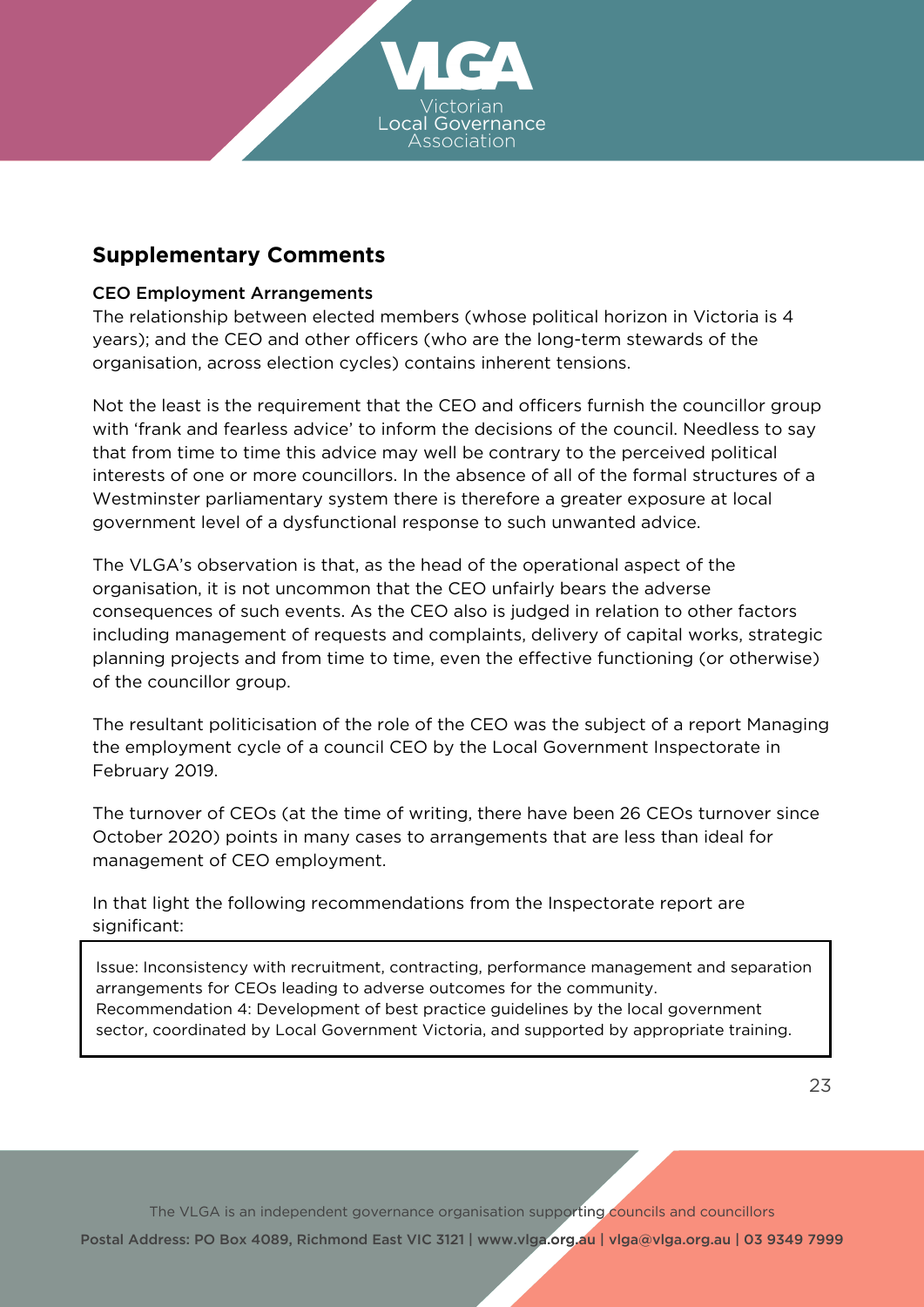## Supplementary Comments

### CEO Employment Arrangements

The relationship between elected members (whose political horizon in Victoria is 4 years); and the CEO and other officers (who are the long-term stewards of the organisation, across election cycles) contains inherent tensions.

Not the least is the requirement that the CEO and officers furnish the councillor group with 'frank and fearless advice' to inform the decisions of the council. Needless to say that from time to time this advice may well be contrary to the perceived political interests of one or more councillors. In the absence of all of the formal structures of a Westminster parliamentary system there is therefore a greater exposure at local government level of a dysfunctional response to such unwanted advice.

The VLGA's observation is that, as the head of the operational aspect of the organisation, it is not uncommon that the CEO unfairly bears the adverse consequences of such events. As the CEO also is judged in relation to other factors including management of requests and complaints, delivery of capital works, strategic planning projects and from time to time, even the effective functioning (or otherwise) of the councillor group.

The resultant politicisation of the role of the CEO was the subject of a report Managing the employment cycle of a council CEO by the Local Government Inspectorate in February 2019.

The turnover of CEOs (at the time of writing, there have been 26 CEOs turnover since October 2020) points in many cases to arrangements that are less than ideal for management of CEO employment.

In that light the following recommendations from the Inspectorate report are significant:

> Issue: Inconsistency with recruitment, contracting, performance management and separation arrangements for CEOs leading to adverse outcomes for the community.
> Recommendation 4: Development of best practice guidelines by the local government sector, coordinated by Local Government Victoria, and supported by appropriate training.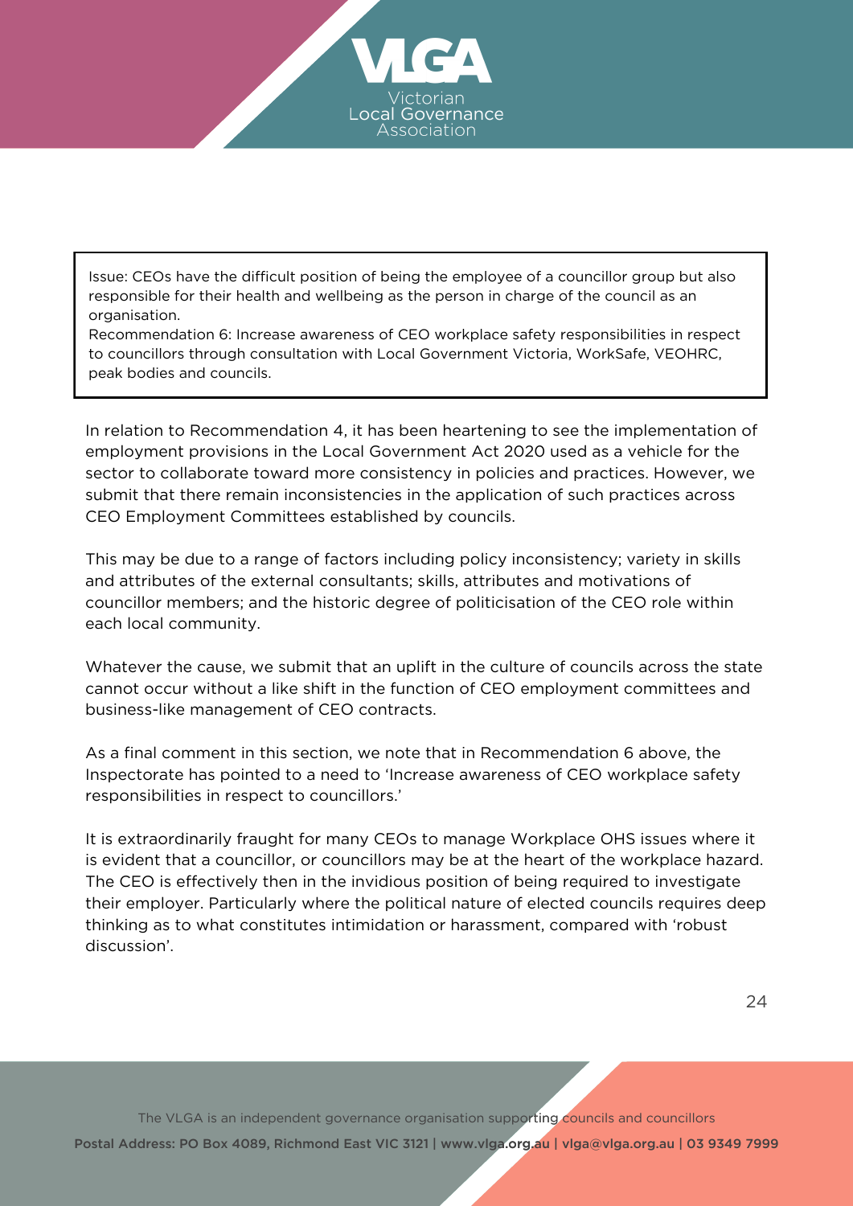> Issue: CEOs have the difficult position of being the employee of a councillor group but also responsible for their health and wellbeing as the person in charge of the council as an organisation.
> Recommendation 6: Increase awareness of CEO workplace safety responsibilities in respect to councillors through consultation with Local Government Victoria, WorkSafe, VEOHRC, peak bodies and councils.

In relation to Recommendation 4, it has been heartening to see the implementation of employment provisions in the Local Government Act 2020 used as a vehicle for the sector to collaborate toward more consistency in policies and practices. However, we submit that there remain inconsistencies in the application of such practices across CEO Employment Committees established by councils.

This may be due to a range of factors including policy inconsistency; variety in skills and attributes of the external consultants; skills, attributes and motivations of councillor members; and the historic degree of politicisation of the CEO role within each local community.

Whatever the cause, we submit that an uplift in the culture of councils across the state cannot occur without a like shift in the function of CEO employment committees and business-like management of CEO contracts.

As a final comment in this section, we note that in Recommendation 6 above, the Inspectorate has pointed to a need to 'Increase awareness of CEO workplace safety responsibilities in respect to councillors.'

It is extraordinarily fraught for many CEOs to manage Workplace OHS issues where it is evident that a councillor, or councillors may be at the heart of the workplace hazard. The CEO is effectively then in the invidious position of being required to investigate their employer. Particularly where the political nature of elected councils requires deep thinking as to what constitutes intimidation or harassment, compared with 'robust discussion'.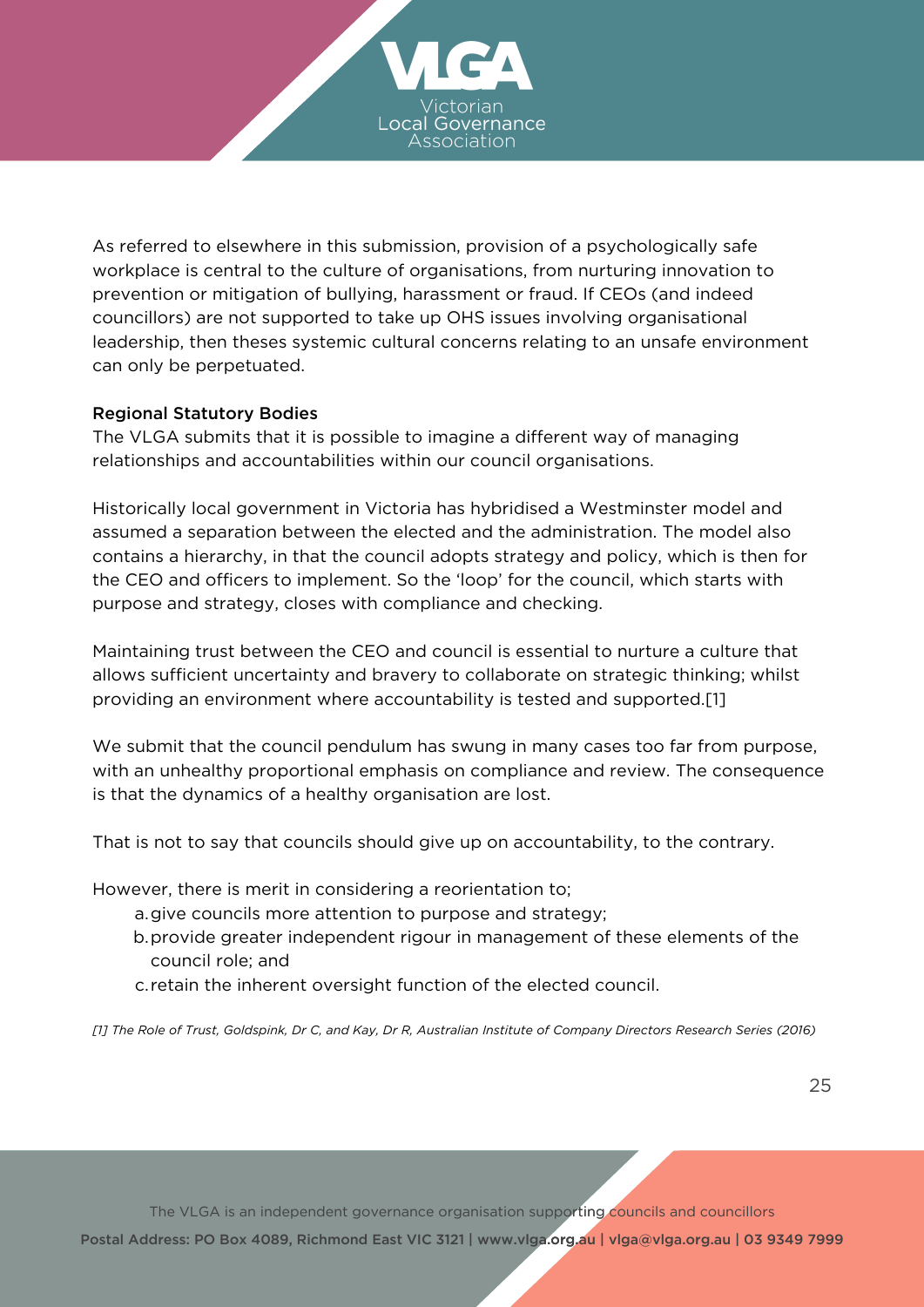As referred to elsewhere in this submission, provision of a psychologically safe workplace is central to the culture of organisations, from nurturing innovation to prevention or mitigation of bullying, harassment or fraud. If CEOs (and indeed councillors) are not supported to take up OHS issues involving organisational leadership, then theses systemic cultural concerns relating to an unsafe environment can only be perpetuated.

**Regional Statutory Bodies**

The VLGA submits that it is possible to imagine a different way of managing relationships and accountabilities within our council organisations.

Historically local government in Victoria has hybridised a Westminster model and assumed a separation between the elected and the administration. The model also contains a hierarchy, in that the council adopts strategy and policy, which is then for the CEO and officers to implement. So the 'loop' for the council, which starts with purpose and strategy, closes with compliance and checking.

Maintaining trust between the CEO and council is essential to nurture a culture that allows sufficient uncertainty and bravery to collaborate on strategic thinking; whilst providing an environment where accountability is tested and supported.[1]

We submit that the council pendulum has swung in many cases too far from purpose, with an unhealthy proportional emphasis on compliance and review. The consequence is that the dynamics of a healthy organisation are lost.

That is not to say that councils should give up on accountability, to the contrary.

However, there is merit in considering a reorientation to;

a. give councils more attention to purpose and strategy;
b. provide greater independent rigour in management of these elements of the council role; and
c. retain the inherent oversight function of the elected council.

*[1] The Role of Trust, Goldspink, Dr C, and Kay, Dr R, Australian Institute of Company Directors Research Series (2016)*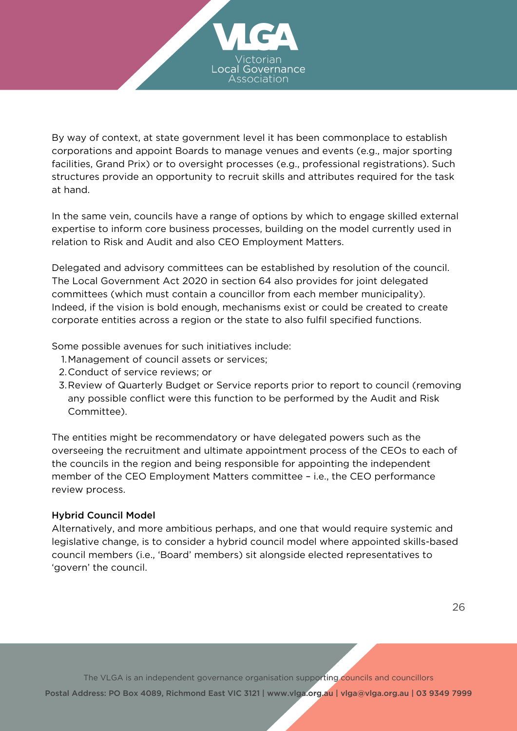By way of context, at state government level it has been commonplace to establish corporations and appoint Boards to manage venues and events (e.g., major sporting facilities, Grand Prix) or to oversight processes (e.g., professional registrations). Such structures provide an opportunity to recruit skills and attributes required for the task at hand.

In the same vein, councils have a range of options by which to engage skilled external expertise to inform core business processes, building on the model currently used in relation to Risk and Audit and also CEO Employment Matters.

Delegated and advisory committees can be established by resolution of the council. The Local Government Act 2020 in section 64 also provides for joint delegated committees (which must contain a councillor from each member municipality). Indeed, if the vision is bold enough, mechanisms exist or could be created to create corporate entities across a region or the state to also fulfil specified functions.

Some possible avenues for such initiatives include:

1. Management of council assets or services;
2. Conduct of service reviews; or
3. Review of Quarterly Budget or Service reports prior to report to council (removing any possible conflict were this function to be performed by the Audit and Risk Committee).

The entities might be recommendatory or have delegated powers such as the overseeing the recruitment and ultimate appointment process of the CEOs to each of the councils in the region and being responsible for appointing the independent member of the CEO Employment Matters committee – i.e., the CEO performance review process.

**Hybrid Council Model**

Alternatively, and more ambitious perhaps, and one that would require systemic and legislative change, is to consider a hybrid council model where appointed skills-based council members (i.e., 'Board' members) sit alongside elected representatives to 'govern' the council.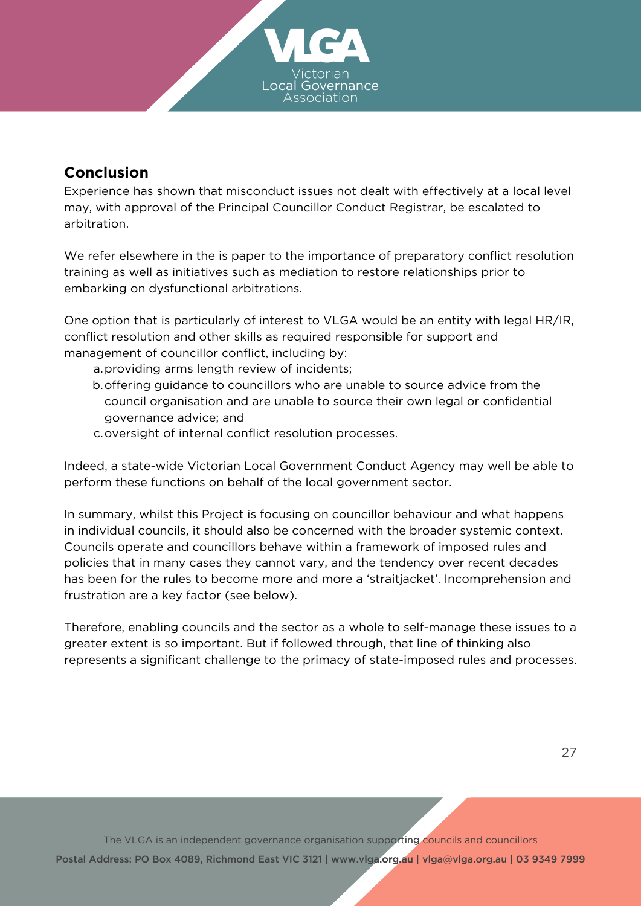## Conclusion

Experience has shown that misconduct issues not dealt with effectively at a local level may, with approval of the Principal Councillor Conduct Registrar, be escalated to arbitration.

We refer elsewhere in the is paper to the importance of preparatory conflict resolution training as well as initiatives such as mediation to restore relationships prior to embarking on dysfunctional arbitrations.

One option that is particularly of interest to VLGA would be an entity with legal HR/IR, conflict resolution and other skills as required responsible for support and management of councillor conflict, including by:

a. providing arms length review of incidents;
b. offering guidance to councillors who are unable to source advice from the council organisation and are unable to source their own legal or confidential governance advice; and
c. oversight of internal conflict resolution processes.

Indeed, a state-wide Victorian Local Government Conduct Agency may well be able to perform these functions on behalf of the local government sector.

In summary, whilst this Project is focusing on councillor behaviour and what happens in individual councils, it should also be concerned with the broader systemic context. Councils operate and councillors behave within a framework of imposed rules and policies that in many cases they cannot vary, and the tendency over recent decades has been for the rules to become more and more a 'straitjacket'. Incomprehension and frustration are a key factor (see below).

Therefore, enabling councils and the sector as a whole to self-manage these issues to a greater extent is so important. But if followed through, that line of thinking also represents a significant challenge to the primacy of state-imposed rules and processes.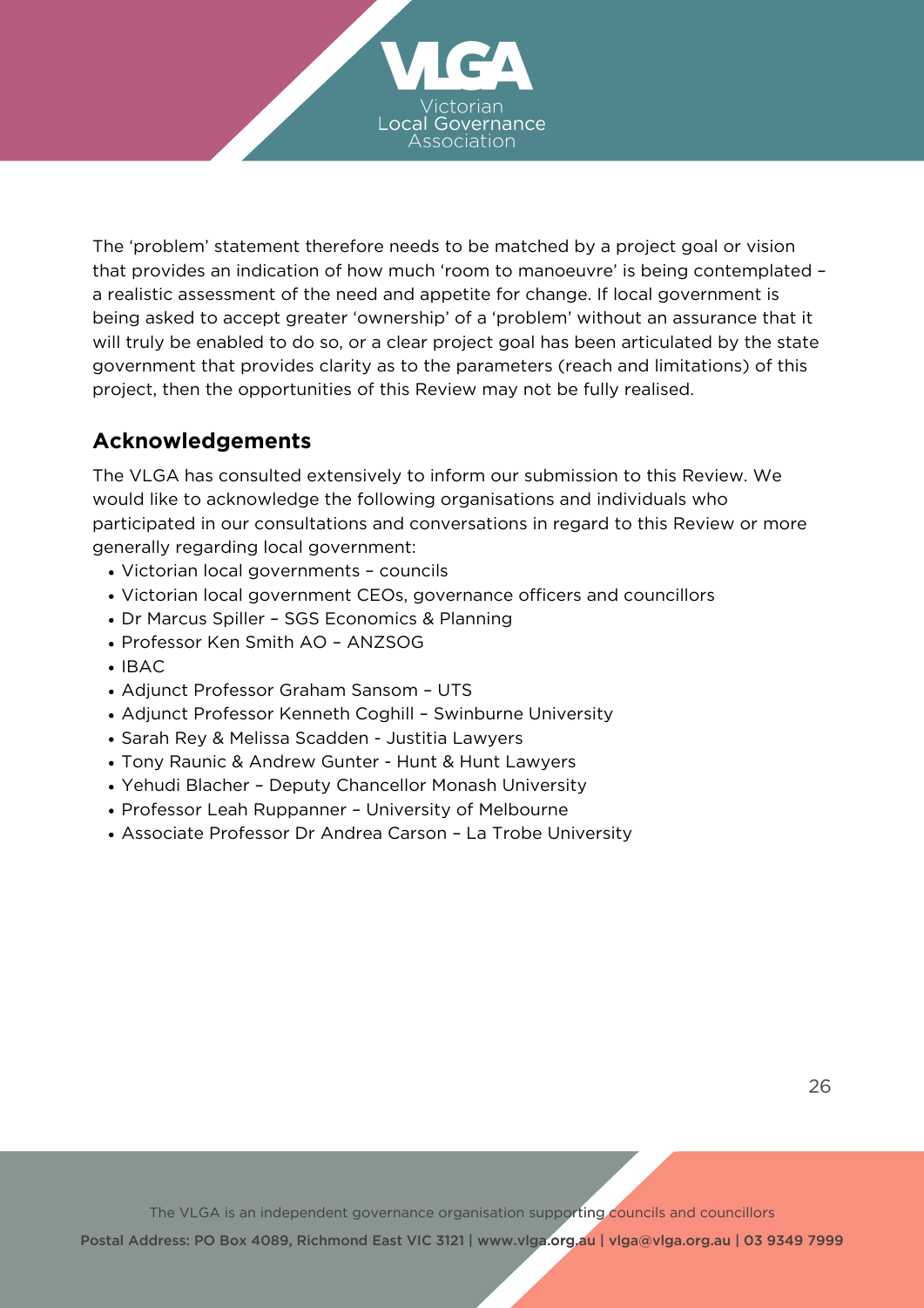The 'problem' statement therefore needs to be matched by a project goal or vision that provides an indication of how much 'room to manoeuvre' is being contemplated – a realistic assessment of the need and appetite for change. If local government is being asked to accept greater 'ownership' of a 'problem' without an assurance that it will truly be enabled to do so, or a clear project goal has been articulated by the state government that provides clarity as to the parameters (reach and limitations) of this project, then the opportunities of this Review may not be fully realised.

## Acknowledgements

The VLGA has consulted extensively to inform our submission to this Review. We would like to acknowledge the following organisations and individuals who participated in our consultations and conversations in regard to this Review or more generally regarding local government:

- Victorian local governments – councils
- Victorian local government CEOs, governance officers and councillors
- Dr Marcus Spiller – SGS Economics & Planning
- Professor Ken Smith AO – ANZSOG
- IBAC
- Adjunct Professor Graham Sansom – UTS
- Adjunct Professor Kenneth Coghill – Swinburne University
- Sarah Rey & Melissa Scadden - Justitia Lawyers
- Tony Raunic & Andrew Gunter - Hunt & Hunt Lawyers
- Yehudi Blacher – Deputy Chancellor Monash University
- Professor Leah Ruppanner – University of Melbourne
- Associate Professor Dr Andrea Carson – La Trobe University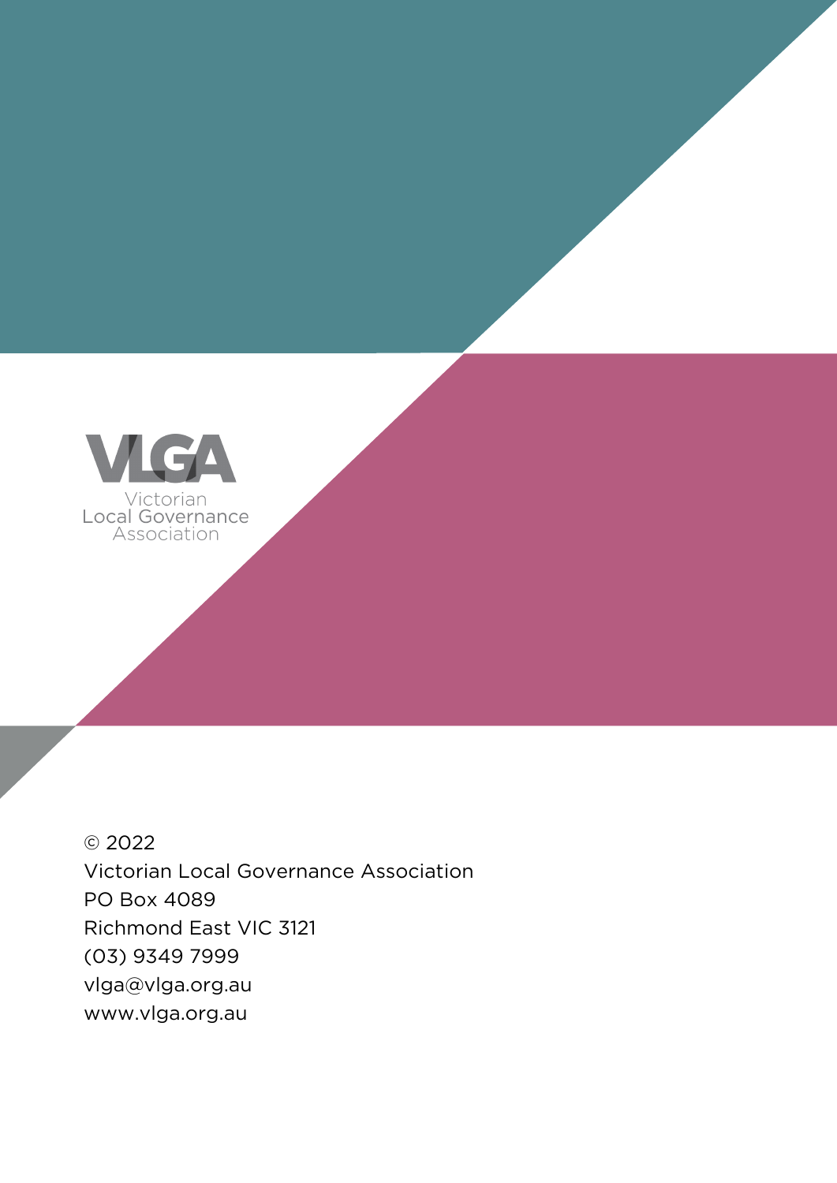VLGA

Victorian Local Governance Association

© 2022
Victorian Local Governance Association
PO Box 4089
Richmond East VIC 3121
(03) 9349 7999
vlga@vlga.org.au
www.vlga.org.au